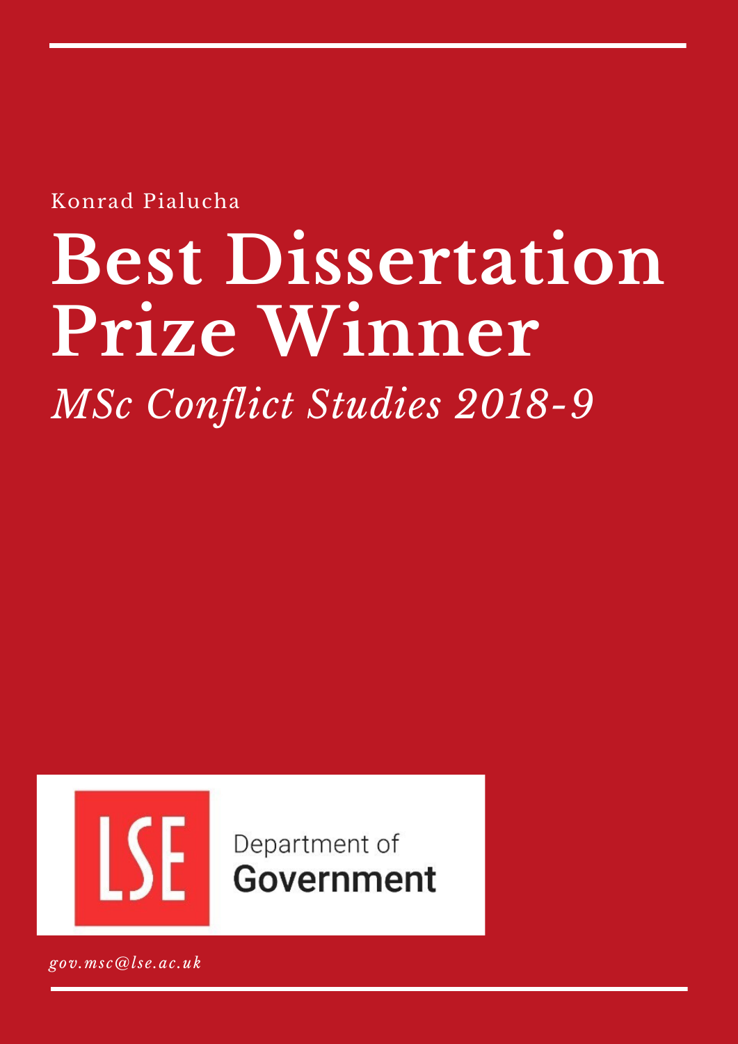Konrad Pialucha

# Best Dissertation Prize Winner

*MSc Conflict Studies 2018-9*

LSE Department of Government

*gov.msc@lse.ac.uk*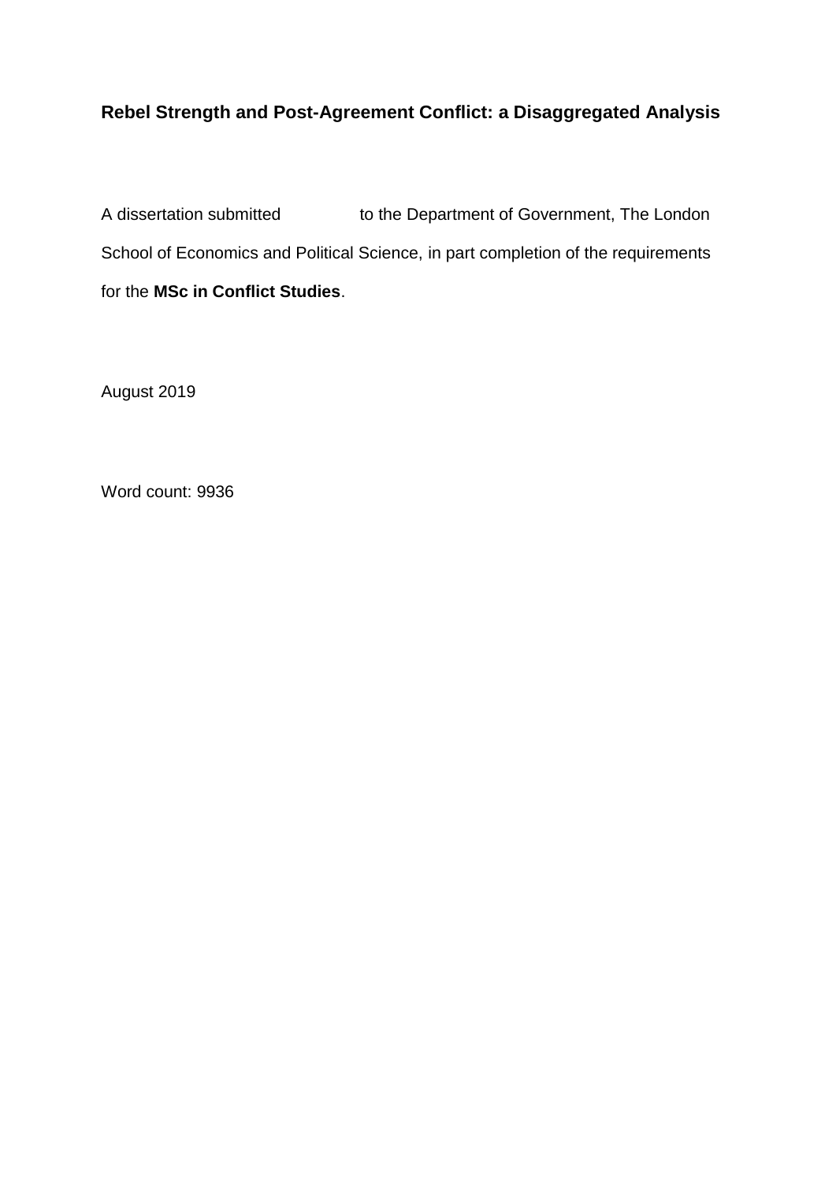**Rebel Strength and Post-Agreement Conflict: a Disaggregated Analysis**

A dissertation submitted to the Department of Government, The London School of Economics and Political Science, in part completion of the requirements for the **MSc in Conflict Studies**.

August 2019

Word count: 9936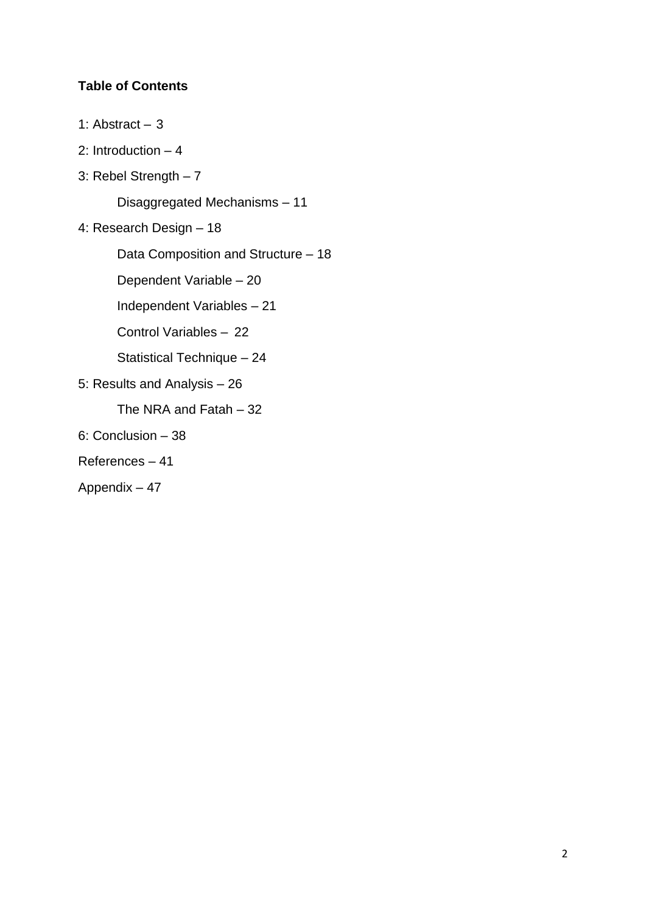**Table of Contents**

1: Abstract – 3

2: Introduction – 4

3: Rebel Strength – 7

  Disaggregated Mechanisms – 11

4: Research Design – 18

  Data Composition and Structure – 18

  Dependent Variable – 20

  Independent Variables – 21

  Control Variables – 22

  Statistical Technique – 24

5: Results and Analysis – 26

  The NRA and Fatah – 32

6: Conclusion – 38

References – 41

Appendix – 47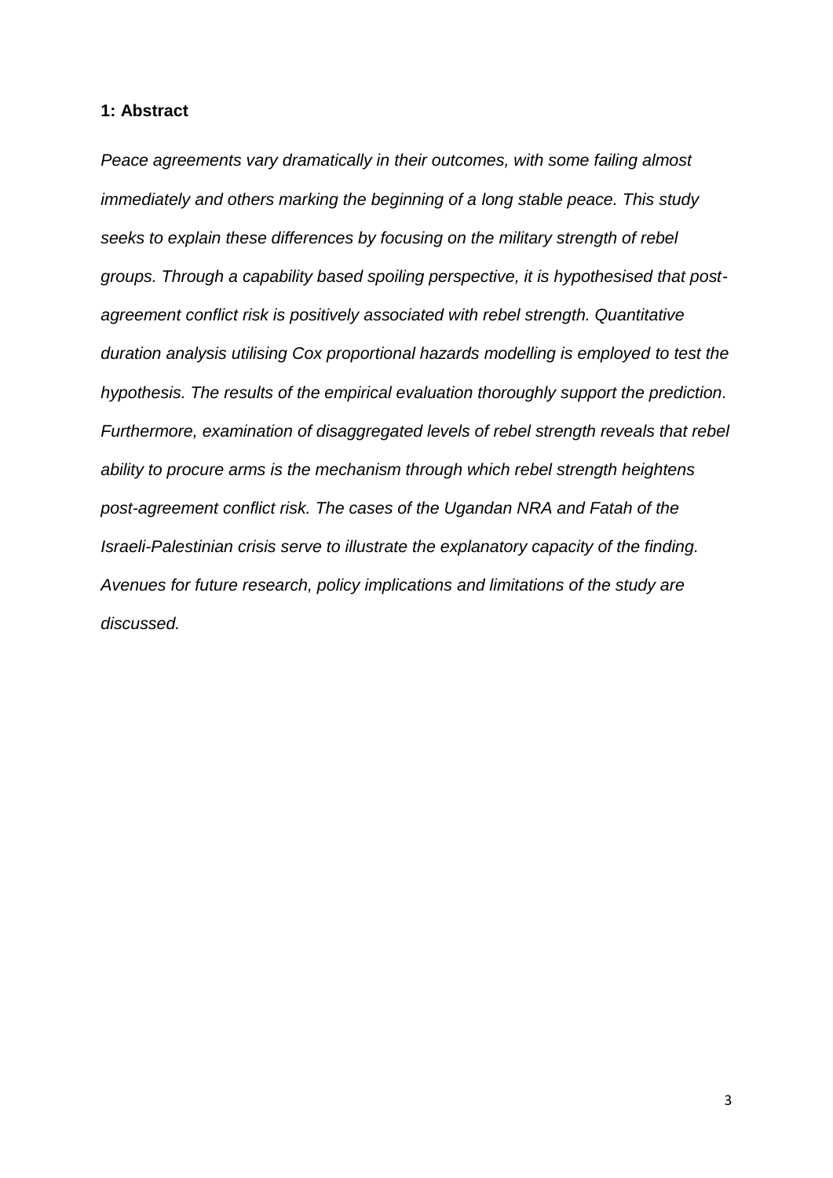## 1: Abstract

*Peace agreements vary dramatically in their outcomes, with some failing almost immediately and others marking the beginning of a long stable peace. This study seeks to explain these differences by focusing on the military strength of rebel groups. Through a capability based spoiling perspective, it is hypothesised that post-agreement conflict risk is positively associated with rebel strength. Quantitative duration analysis utilising Cox proportional hazards modelling is employed to test the hypothesis. The results of the empirical evaluation thoroughly support the prediction. Furthermore, examination of disaggregated levels of rebel strength reveals that rebel ability to procure arms is the mechanism through which rebel strength heightens post-agreement conflict risk. The cases of the Ugandan NRA and Fatah of the Israeli-Palestinian crisis serve to illustrate the explanatory capacity of the finding. Avenues for future research, policy implications and limitations of the study are discussed.*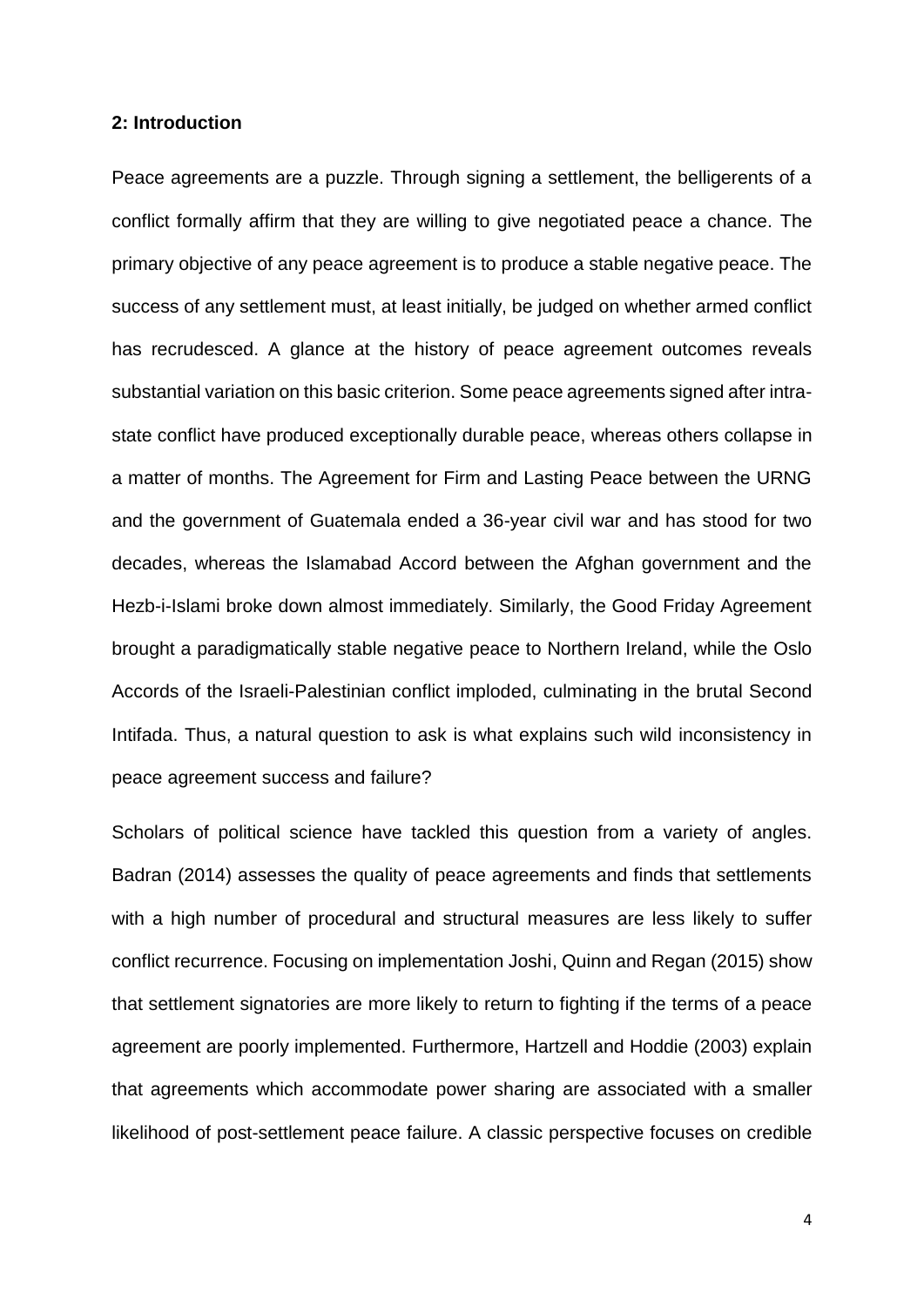## 2: Introduction

Peace agreements are a puzzle. Through signing a settlement, the belligerents of a conflict formally affirm that they are willing to give negotiated peace a chance. The primary objective of any peace agreement is to produce a stable negative peace. The success of any settlement must, at least initially, be judged on whether armed conflict has recrudesced. A glance at the history of peace agreement outcomes reveals substantial variation on this basic criterion. Some peace agreements signed after intra-state conflict have produced exceptionally durable peace, whereas others collapse in a matter of months. The Agreement for Firm and Lasting Peace between the URNG and the government of Guatemala ended a 36-year civil war and has stood for two decades, whereas the Islamabad Accord between the Afghan government and the Hezb-i-Islami broke down almost immediately. Similarly, the Good Friday Agreement brought a paradigmatically stable negative peace to Northern Ireland, while the Oslo Accords of the Israeli-Palestinian conflict imploded, culminating in the brutal Second Intifada. Thus, a natural question to ask is what explains such wild inconsistency in peace agreement success and failure?

Scholars of political science have tackled this question from a variety of angles. Badran (2014) assesses the quality of peace agreements and finds that settlements with a high number of procedural and structural measures are less likely to suffer conflict recurrence. Focusing on implementation Joshi, Quinn and Regan (2015) show that settlement signatories are more likely to return to fighting if the terms of a peace agreement are poorly implemented. Furthermore, Hartzell and Hoddie (2003) explain that agreements which accommodate power sharing are associated with a smaller likelihood of post-settlement peace failure. A classic perspective focuses on credible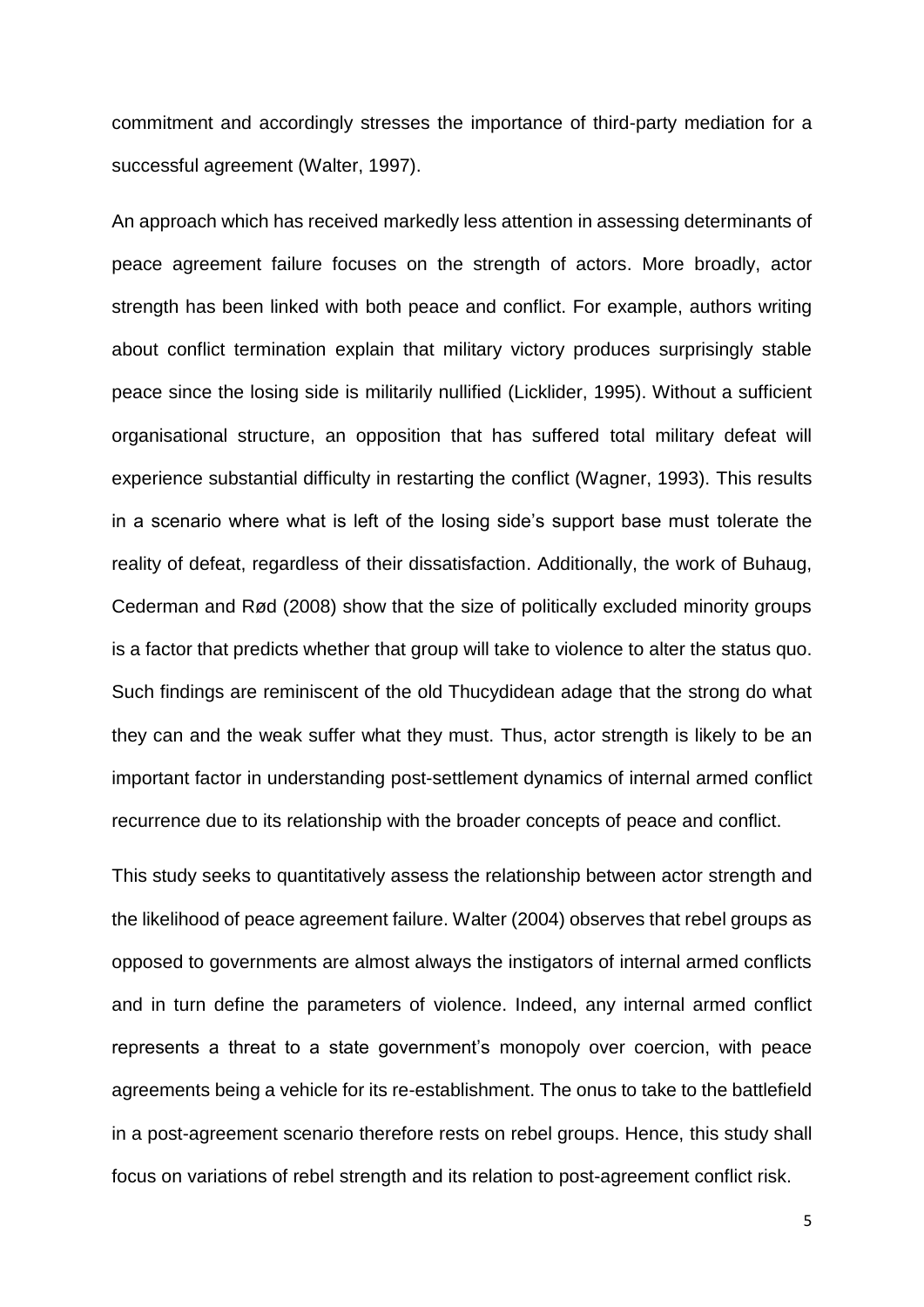commitment and accordingly stresses the importance of third-party mediation for a successful agreement (Walter, 1997).

An approach which has received markedly less attention in assessing determinants of peace agreement failure focuses on the strength of actors. More broadly, actor strength has been linked with both peace and conflict. For example, authors writing about conflict termination explain that military victory produces surprisingly stable peace since the losing side is militarily nullified (Licklider, 1995). Without a sufficient organisational structure, an opposition that has suffered total military defeat will experience substantial difficulty in restarting the conflict (Wagner, 1993). This results in a scenario where what is left of the losing side's support base must tolerate the reality of defeat, regardless of their dissatisfaction. Additionally, the work of Buhaug, Cederman and Rød (2008) show that the size of politically excluded minority groups is a factor that predicts whether that group will take to violence to alter the status quo. Such findings are reminiscent of the old Thucydidean adage that the strong do what they can and the weak suffer what they must. Thus, actor strength is likely to be an important factor in understanding post-settlement dynamics of internal armed conflict recurrence due to its relationship with the broader concepts of peace and conflict.

This study seeks to quantitatively assess the relationship between actor strength and the likelihood of peace agreement failure. Walter (2004) observes that rebel groups as opposed to governments are almost always the instigators of internal armed conflicts and in turn define the parameters of violence. Indeed, any internal armed conflict represents a threat to a state government's monopoly over coercion, with peace agreements being a vehicle for its re-establishment. The onus to take to the battlefield in a post-agreement scenario therefore rests on rebel groups. Hence, this study shall focus on variations of rebel strength and its relation to post-agreement conflict risk.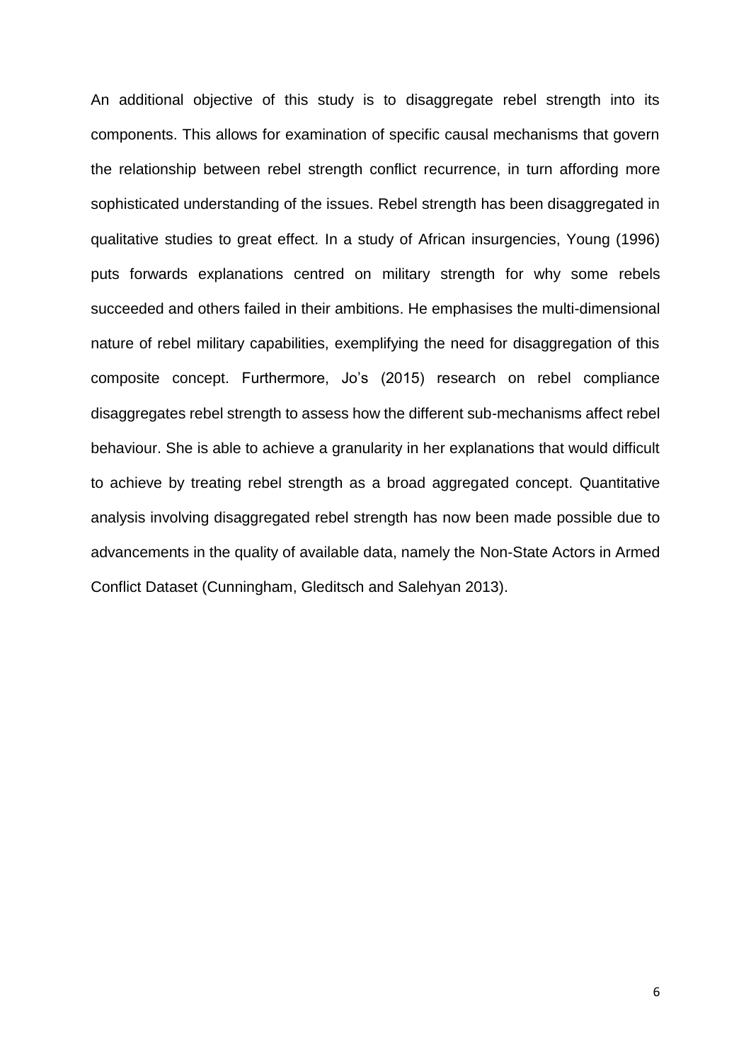An additional objective of this study is to disaggregate rebel strength into its components. This allows for examination of specific causal mechanisms that govern the relationship between rebel strength conflict recurrence, in turn affording more sophisticated understanding of the issues. Rebel strength has been disaggregated in qualitative studies to great effect. In a study of African insurgencies, Young (1996) puts forwards explanations centred on military strength for why some rebels succeeded and others failed in their ambitions. He emphasises the multi-dimensional nature of rebel military capabilities, exemplifying the need for disaggregation of this composite concept. Furthermore, Jo's (2015) research on rebel compliance disaggregates rebel strength to assess how the different sub-mechanisms affect rebel behaviour. She is able to achieve a granularity in her explanations that would difficult to achieve by treating rebel strength as a broad aggregated concept. Quantitative analysis involving disaggregated rebel strength has now been made possible due to advancements in the quality of available data, namely the Non-State Actors in Armed Conflict Dataset (Cunningham, Gleditsch and Salehyan 2013).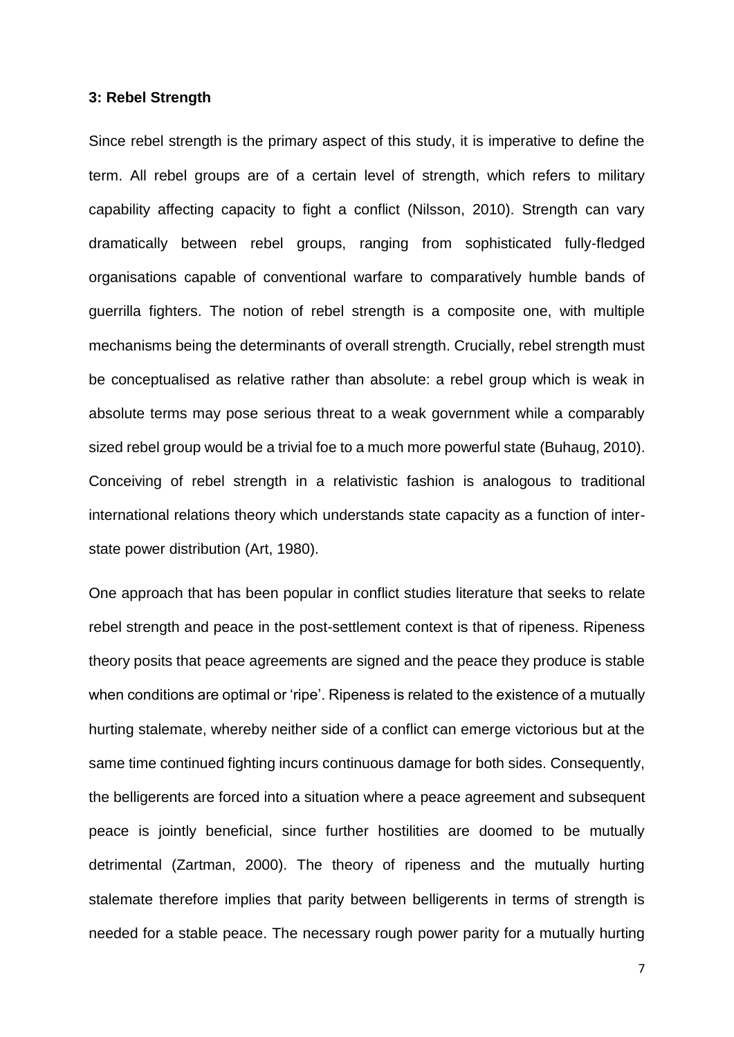**3: Rebel Strength**

Since rebel strength is the primary aspect of this study, it is imperative to define the term. All rebel groups are of a certain level of strength, which refers to military capability affecting capacity to fight a conflict (Nilsson, 2010). Strength can vary dramatically between rebel groups, ranging from sophisticated fully-fledged organisations capable of conventional warfare to comparatively humble bands of guerrilla fighters. The notion of rebel strength is a composite one, with multiple mechanisms being the determinants of overall strength. Crucially, rebel strength must be conceptualised as relative rather than absolute: a rebel group which is weak in absolute terms may pose serious threat to a weak government while a comparably sized rebel group would be a trivial foe to a much more powerful state (Buhaug, 2010). Conceiving of rebel strength in a relativistic fashion is analogous to traditional international relations theory which understands state capacity as a function of inter-state power distribution (Art, 1980).

One approach that has been popular in conflict studies literature that seeks to relate rebel strength and peace in the post-settlement context is that of ripeness. Ripeness theory posits that peace agreements are signed and the peace they produce is stable when conditions are optimal or 'ripe'. Ripeness is related to the existence of a mutually hurting stalemate, whereby neither side of a conflict can emerge victorious but at the same time continued fighting incurs continuous damage for both sides. Consequently, the belligerents are forced into a situation where a peace agreement and subsequent peace is jointly beneficial, since further hostilities are doomed to be mutually detrimental (Zartman, 2000). The theory of ripeness and the mutually hurting stalemate therefore implies that parity between belligerents in terms of strength is needed for a stable peace. The necessary rough power parity for a mutually hurting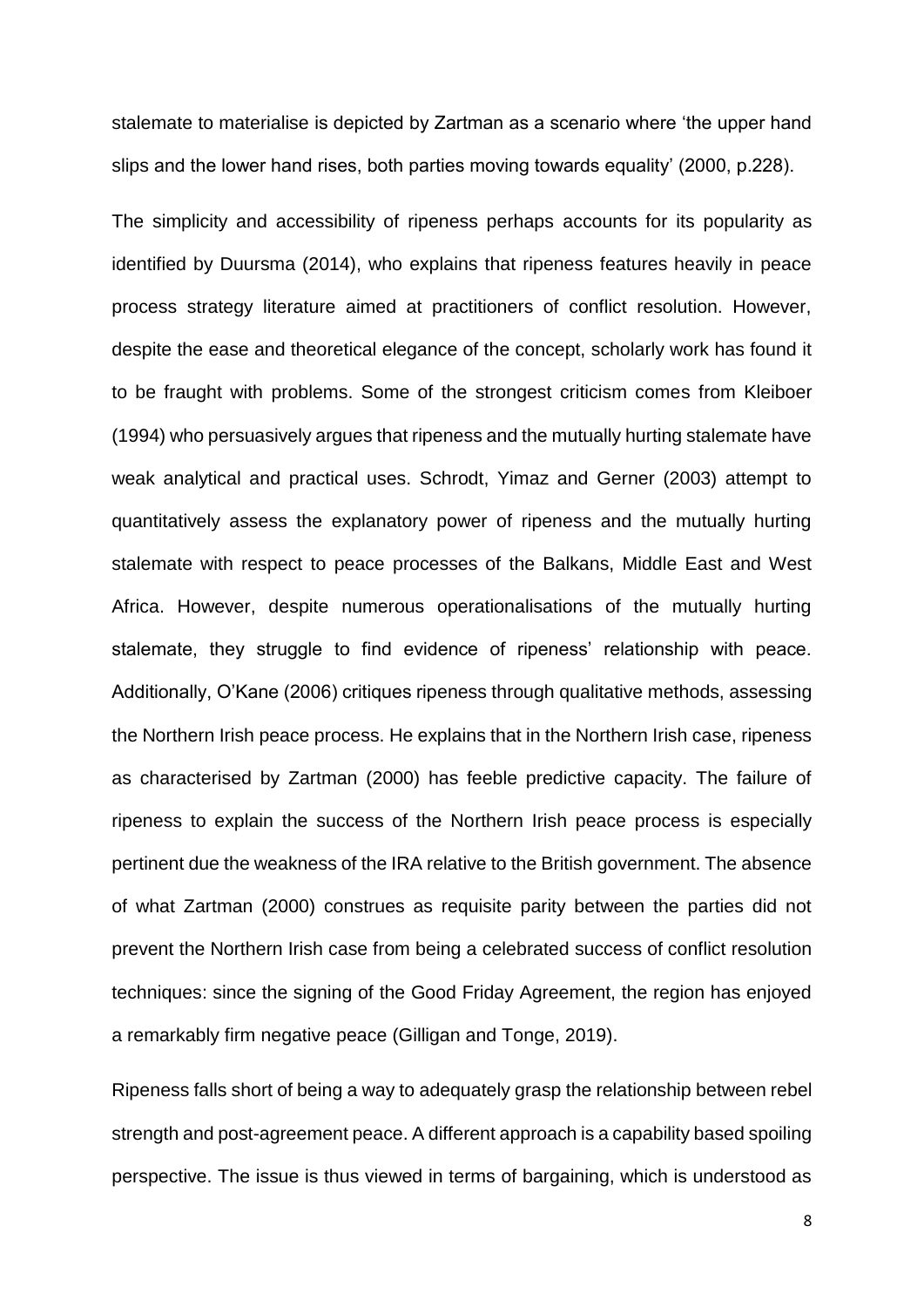stalemate to materialise is depicted by Zartman as a scenario where 'the upper hand slips and the lower hand rises, both parties moving towards equality' (2000, p.228).

The simplicity and accessibility of ripeness perhaps accounts for its popularity as identified by Duursma (2014), who explains that ripeness features heavily in peace process strategy literature aimed at practitioners of conflict resolution. However, despite the ease and theoretical elegance of the concept, scholarly work has found it to be fraught with problems. Some of the strongest criticism comes from Kleiboer (1994) who persuasively argues that ripeness and the mutually hurting stalemate have weak analytical and practical uses. Schrodt, Yimaz and Gerner (2003) attempt to quantitatively assess the explanatory power of ripeness and the mutually hurting stalemate with respect to peace processes of the Balkans, Middle East and West Africa. However, despite numerous operationalisations of the mutually hurting stalemate, they struggle to find evidence of ripeness' relationship with peace. Additionally, O'Kane (2006) critiques ripeness through qualitative methods, assessing the Northern Irish peace process. He explains that in the Northern Irish case, ripeness as characterised by Zartman (2000) has feeble predictive capacity. The failure of ripeness to explain the success of the Northern Irish peace process is especially pertinent due the weakness of the IRA relative to the British government. The absence of what Zartman (2000) construes as requisite parity between the parties did not prevent the Northern Irish case from being a celebrated success of conflict resolution techniques: since the signing of the Good Friday Agreement, the region has enjoyed a remarkably firm negative peace (Gilligan and Tonge, 2019).

Ripeness falls short of being a way to adequately grasp the relationship between rebel strength and post-agreement peace. A different approach is a capability based spoiling perspective. The issue is thus viewed in terms of bargaining, which is understood as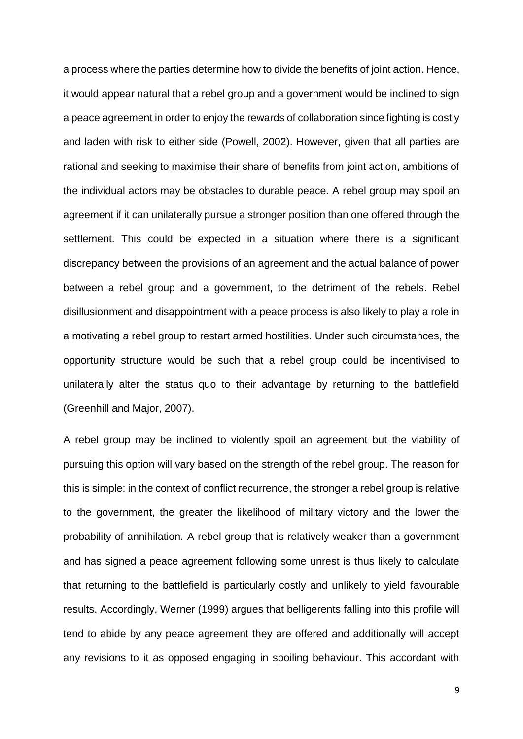a process where the parties determine how to divide the benefits of joint action. Hence, it would appear natural that a rebel group and a government would be inclined to sign a peace agreement in order to enjoy the rewards of collaboration since fighting is costly and laden with risk to either side (Powell, 2002). However, given that all parties are rational and seeking to maximise their share of benefits from joint action, ambitions of the individual actors may be obstacles to durable peace. A rebel group may spoil an agreement if it can unilaterally pursue a stronger position than one offered through the settlement. This could be expected in a situation where there is a significant discrepancy between the provisions of an agreement and the actual balance of power between a rebel group and a government, to the detriment of the rebels. Rebel disillusionment and disappointment with a peace process is also likely to play a role in a motivating a rebel group to restart armed hostilities. Under such circumstances, the opportunity structure would be such that a rebel group could be incentivised to unilaterally alter the status quo to their advantage by returning to the battlefield (Greenhill and Major, 2007).

A rebel group may be inclined to violently spoil an agreement but the viability of pursuing this option will vary based on the strength of the rebel group. The reason for this is simple: in the context of conflict recurrence, the stronger a rebel group is relative to the government, the greater the likelihood of military victory and the lower the probability of annihilation. A rebel group that is relatively weaker than a government and has signed a peace agreement following some unrest is thus likely to calculate that returning to the battlefield is particularly costly and unlikely to yield favourable results. Accordingly, Werner (1999) argues that belligerents falling into this profile will tend to abide by any peace agreement they are offered and additionally will accept any revisions to it as opposed engaging in spoiling behaviour. This accordant with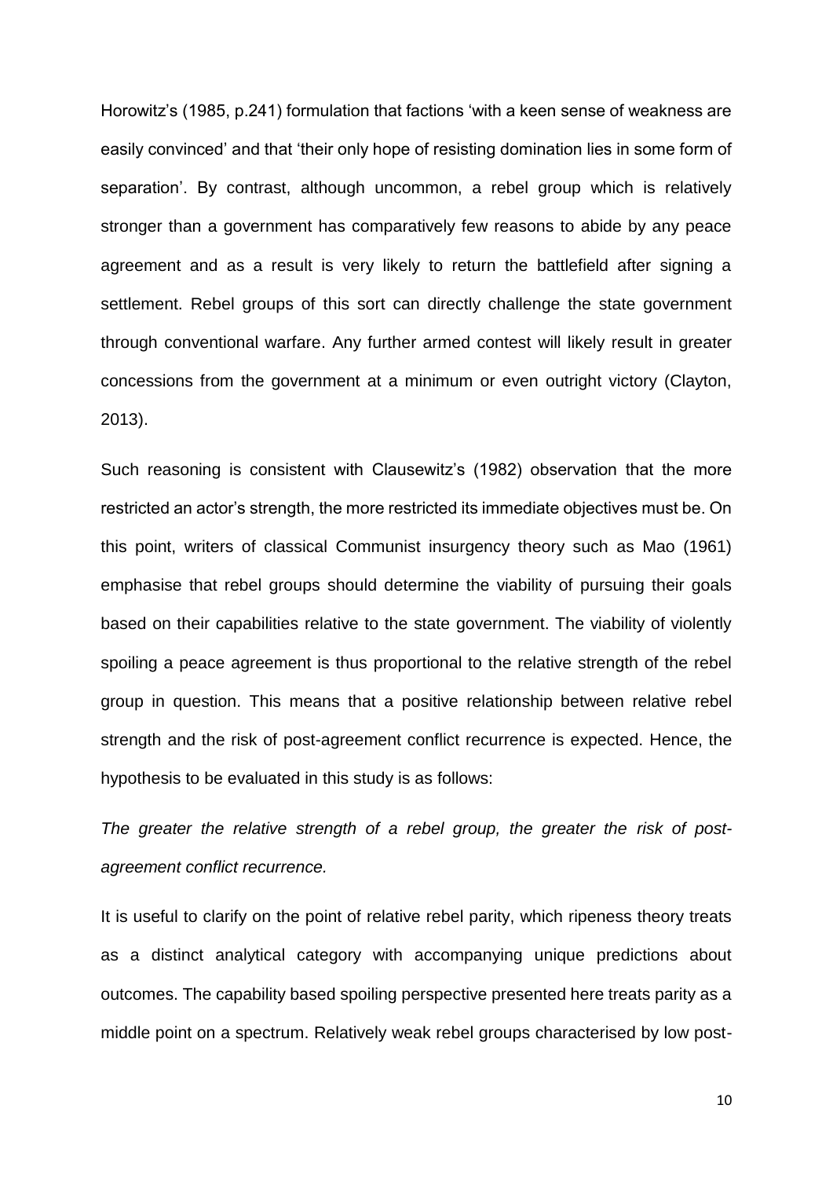Horowitz's (1985, p.241) formulation that factions 'with a keen sense of weakness are easily convinced' and that 'their only hope of resisting domination lies in some form of separation'. By contrast, although uncommon, a rebel group which is relatively stronger than a government has comparatively few reasons to abide by any peace agreement and as a result is very likely to return the battlefield after signing a settlement. Rebel groups of this sort can directly challenge the state government through conventional warfare. Any further armed contest will likely result in greater concessions from the government at a minimum or even outright victory (Clayton, 2013).

Such reasoning is consistent with Clausewitz's (1982) observation that the more restricted an actor's strength, the more restricted its immediate objectives must be. On this point, writers of classical Communist insurgency theory such as Mao (1961) emphasise that rebel groups should determine the viability of pursuing their goals based on their capabilities relative to the state government. The viability of violently spoiling a peace agreement is thus proportional to the relative strength of the rebel group in question. This means that a positive relationship between relative rebel strength and the risk of post-agreement conflict recurrence is expected. Hence, the hypothesis to be evaluated in this study is as follows:

*The greater the relative strength of a rebel group, the greater the risk of post-agreement conflict recurrence.*

It is useful to clarify on the point of relative rebel parity, which ripeness theory treats as a distinct analytical category with accompanying unique predictions about outcomes. The capability based spoiling perspective presented here treats parity as a middle point on a spectrum. Relatively weak rebel groups characterised by low post-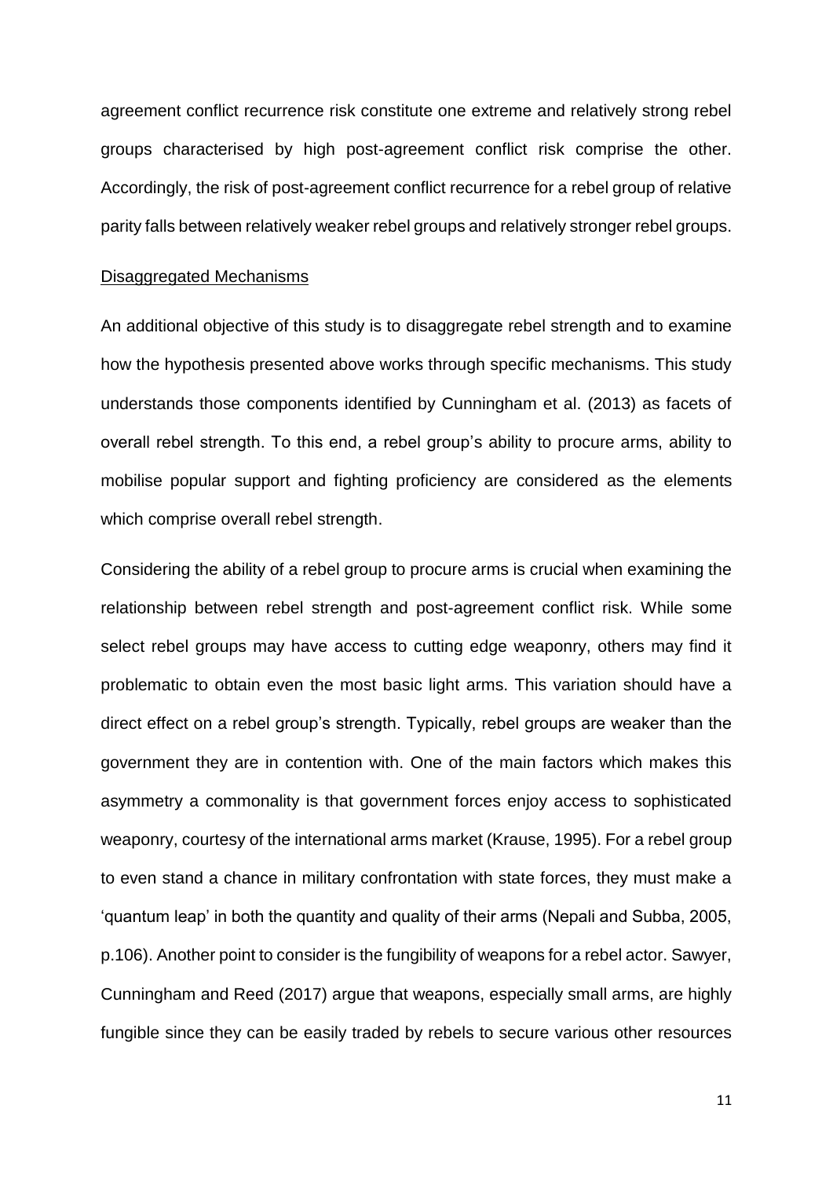agreement conflict recurrence risk constitute one extreme and relatively strong rebel groups characterised by high post-agreement conflict risk comprise the other. Accordingly, the risk of post-agreement conflict recurrence for a rebel group of relative parity falls between relatively weaker rebel groups and relatively stronger rebel groups.

Disaggregated Mechanisms

An additional objective of this study is to disaggregate rebel strength and to examine how the hypothesis presented above works through specific mechanisms. This study understands those components identified by Cunningham et al. (2013) as facets of overall rebel strength. To this end, a rebel group's ability to procure arms, ability to mobilise popular support and fighting proficiency are considered as the elements which comprise overall rebel strength.

Considering the ability of a rebel group to procure arms is crucial when examining the relationship between rebel strength and post-agreement conflict risk. While some select rebel groups may have access to cutting edge weaponry, others may find it problematic to obtain even the most basic light arms. This variation should have a direct effect on a rebel group's strength. Typically, rebel groups are weaker than the government they are in contention with. One of the main factors which makes this asymmetry a commonality is that government forces enjoy access to sophisticated weaponry, courtesy of the international arms market (Krause, 1995). For a rebel group to even stand a chance in military confrontation with state forces, they must make a 'quantum leap' in both the quantity and quality of their arms (Nepali and Subba, 2005, p.106). Another point to consider is the fungibility of weapons for a rebel actor. Sawyer, Cunningham and Reed (2017) argue that weapons, especially small arms, are highly fungible since they can be easily traded by rebels to secure various other resources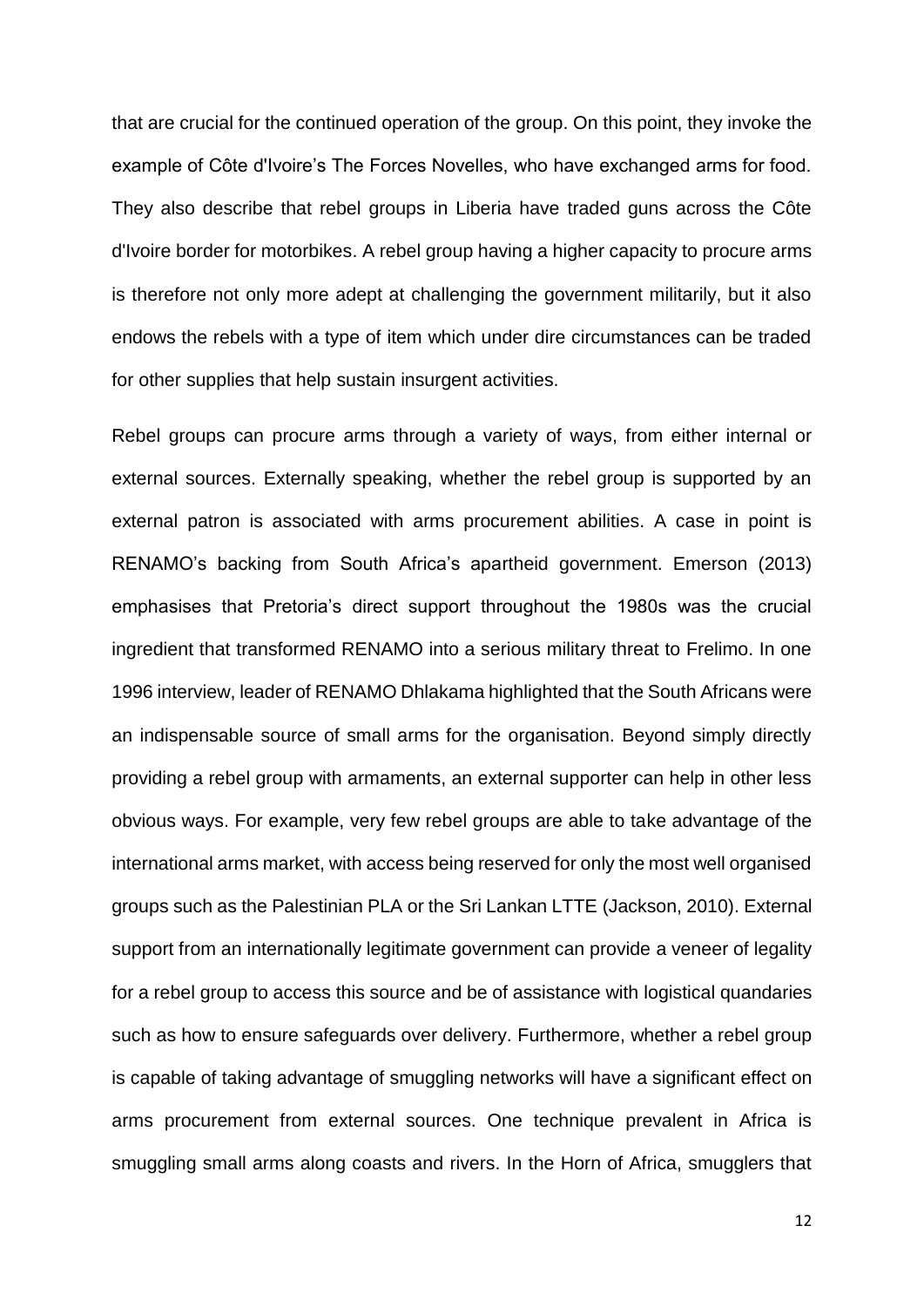that are crucial for the continued operation of the group. On this point, they invoke the example of Côte d'Ivoire's The Forces Novelles, who have exchanged arms for food. They also describe that rebel groups in Liberia have traded guns across the Côte d'Ivoire border for motorbikes. A rebel group having a higher capacity to procure arms is therefore not only more adept at challenging the government militarily, but it also endows the rebels with a type of item which under dire circumstances can be traded for other supplies that help sustain insurgent activities.

Rebel groups can procure arms through a variety of ways, from either internal or external sources. Externally speaking, whether the rebel group is supported by an external patron is associated with arms procurement abilities. A case in point is RENAMO's backing from South Africa's apartheid government. Emerson (2013) emphasises that Pretoria's direct support throughout the 1980s was the crucial ingredient that transformed RENAMO into a serious military threat to Frelimo. In one 1996 interview, leader of RENAMO Dhlakama highlighted that the South Africans were an indispensable source of small arms for the organisation. Beyond simply directly providing a rebel group with armaments, an external supporter can help in other less obvious ways. For example, very few rebel groups are able to take advantage of the international arms market, with access being reserved for only the most well organised groups such as the Palestinian PLA or the Sri Lankan LTTE (Jackson, 2010). External support from an internationally legitimate government can provide a veneer of legality for a rebel group to access this source and be of assistance with logistical quandaries such as how to ensure safeguards over delivery. Furthermore, whether a rebel group is capable of taking advantage of smuggling networks will have a significant effect on arms procurement from external sources. One technique prevalent in Africa is smuggling small arms along coasts and rivers. In the Horn of Africa, smugglers that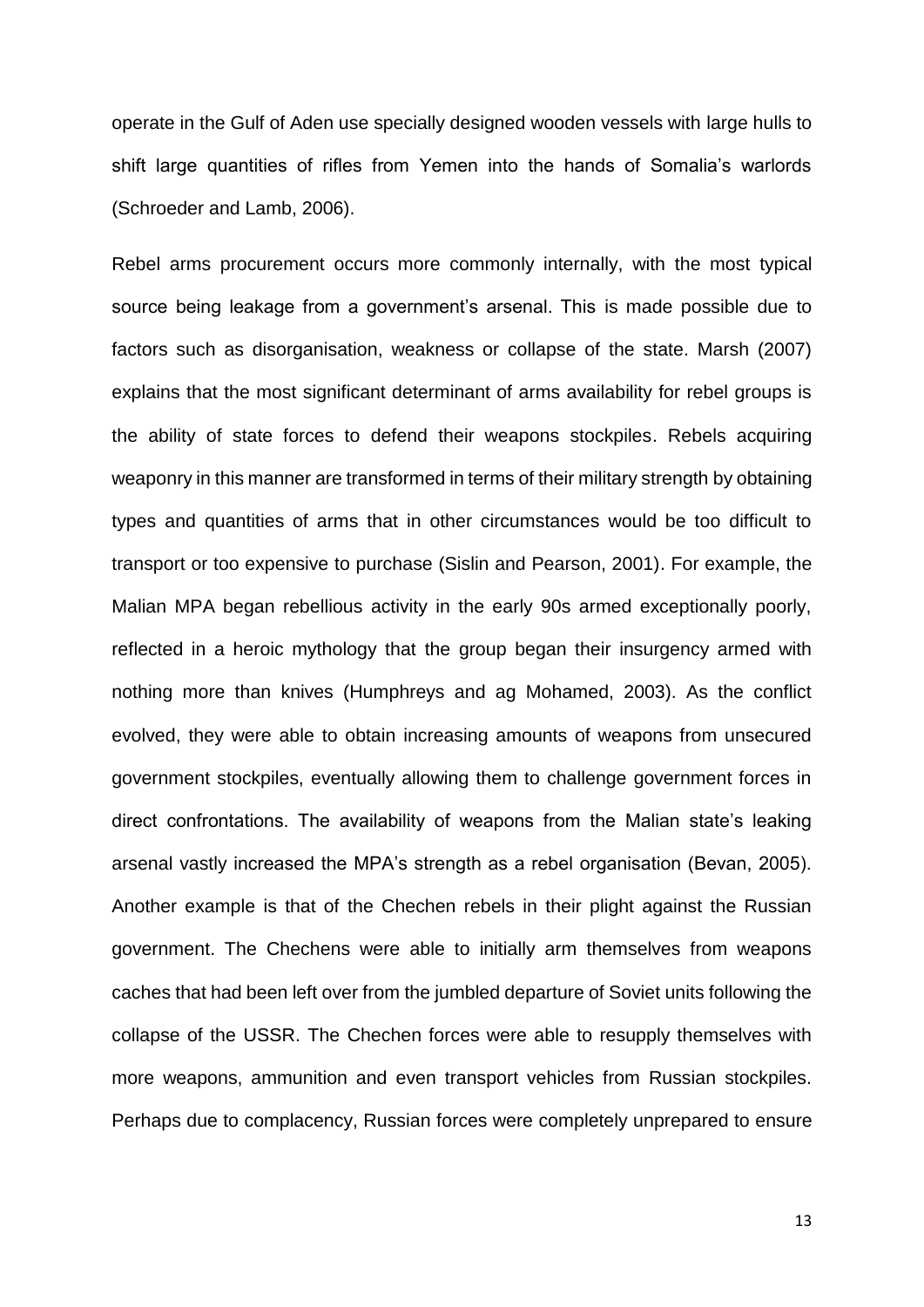operate in the Gulf of Aden use specially designed wooden vessels with large hulls to shift large quantities of rifles from Yemen into the hands of Somalia's warlords (Schroeder and Lamb, 2006).

Rebel arms procurement occurs more commonly internally, with the most typical source being leakage from a government's arsenal. This is made possible due to factors such as disorganisation, weakness or collapse of the state. Marsh (2007) explains that the most significant determinant of arms availability for rebel groups is the ability of state forces to defend their weapons stockpiles. Rebels acquiring weaponry in this manner are transformed in terms of their military strength by obtaining types and quantities of arms that in other circumstances would be too difficult to transport or too expensive to purchase (Sislin and Pearson, 2001). For example, the Malian MPA began rebellious activity in the early 90s armed exceptionally poorly, reflected in a heroic mythology that the group began their insurgency armed with nothing more than knives (Humphreys and ag Mohamed, 2003). As the conflict evolved, they were able to obtain increasing amounts of weapons from unsecured government stockpiles, eventually allowing them to challenge government forces in direct confrontations. The availability of weapons from the Malian state's leaking arsenal vastly increased the MPA's strength as a rebel organisation (Bevan, 2005). Another example is that of the Chechen rebels in their plight against the Russian government. The Chechens were able to initially arm themselves from weapons caches that had been left over from the jumbled departure of Soviet units following the collapse of the USSR. The Chechen forces were able to resupply themselves with more weapons, ammunition and even transport vehicles from Russian stockpiles. Perhaps due to complacency, Russian forces were completely unprepared to ensure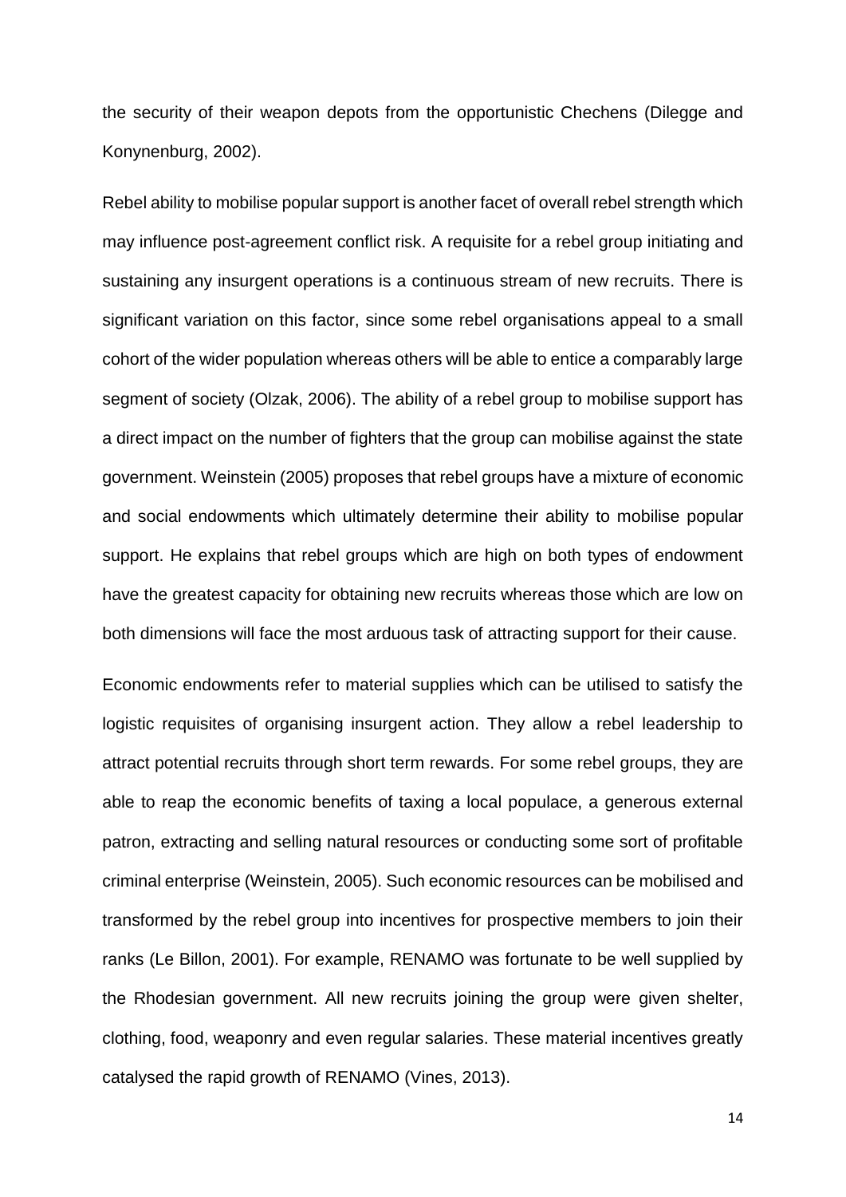the security of their weapon depots from the opportunistic Chechens (Dilegge and Konynenburg, 2002).

Rebel ability to mobilise popular support is another facet of overall rebel strength which may influence post-agreement conflict risk. A requisite for a rebel group initiating and sustaining any insurgent operations is a continuous stream of new recruits. There is significant variation on this factor, since some rebel organisations appeal to a small cohort of the wider population whereas others will be able to entice a comparably large segment of society (Olzak, 2006). The ability of a rebel group to mobilise support has a direct impact on the number of fighters that the group can mobilise against the state government. Weinstein (2005) proposes that rebel groups have a mixture of economic and social endowments which ultimately determine their ability to mobilise popular support. He explains that rebel groups which are high on both types of endowment have the greatest capacity for obtaining new recruits whereas those which are low on both dimensions will face the most arduous task of attracting support for their cause.

Economic endowments refer to material supplies which can be utilised to satisfy the logistic requisites of organising insurgent action. They allow a rebel leadership to attract potential recruits through short term rewards. For some rebel groups, they are able to reap the economic benefits of taxing a local populace, a generous external patron, extracting and selling natural resources or conducting some sort of profitable criminal enterprise (Weinstein, 2005). Such economic resources can be mobilised and transformed by the rebel group into incentives for prospective members to join their ranks (Le Billon, 2001). For example, RENAMO was fortunate to be well supplied by the Rhodesian government. All new recruits joining the group were given shelter, clothing, food, weaponry and even regular salaries. These material incentives greatly catalysed the rapid growth of RENAMO (Vines, 2013).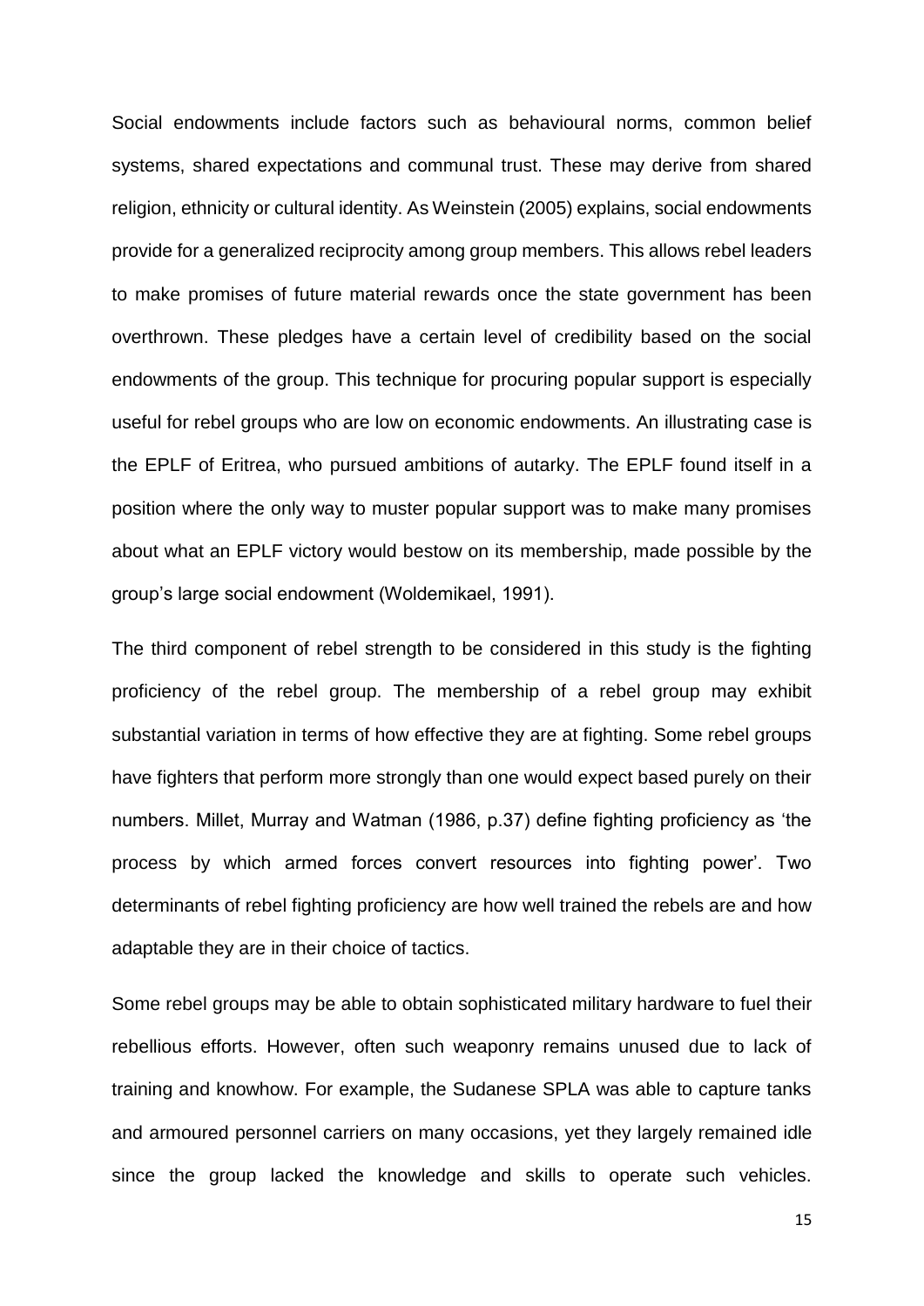Social endowments include factors such as behavioural norms, common belief systems, shared expectations and communal trust. These may derive from shared religion, ethnicity or cultural identity. As Weinstein (2005) explains, social endowments provide for a generalized reciprocity among group members. This allows rebel leaders to make promises of future material rewards once the state government has been overthrown. These pledges have a certain level of credibility based on the social endowments of the group. This technique for procuring popular support is especially useful for rebel groups who are low on economic endowments. An illustrating case is the EPLF of Eritrea, who pursued ambitions of autarky. The EPLF found itself in a position where the only way to muster popular support was to make many promises about what an EPLF victory would bestow on its membership, made possible by the group's large social endowment (Woldemikael, 1991).

The third component of rebel strength to be considered in this study is the fighting proficiency of the rebel group. The membership of a rebel group may exhibit substantial variation in terms of how effective they are at fighting. Some rebel groups have fighters that perform more strongly than one would expect based purely on their numbers. Millet, Murray and Watman (1986, p.37) define fighting proficiency as 'the process by which armed forces convert resources into fighting power'. Two determinants of rebel fighting proficiency are how well trained the rebels are and how adaptable they are in their choice of tactics.

Some rebel groups may be able to obtain sophisticated military hardware to fuel their rebellious efforts. However, often such weaponry remains unused due to lack of training and knowhow. For example, the Sudanese SPLA was able to capture tanks and armoured personnel carriers on many occasions, yet they largely remained idle since the group lacked the knowledge and skills to operate such vehicles.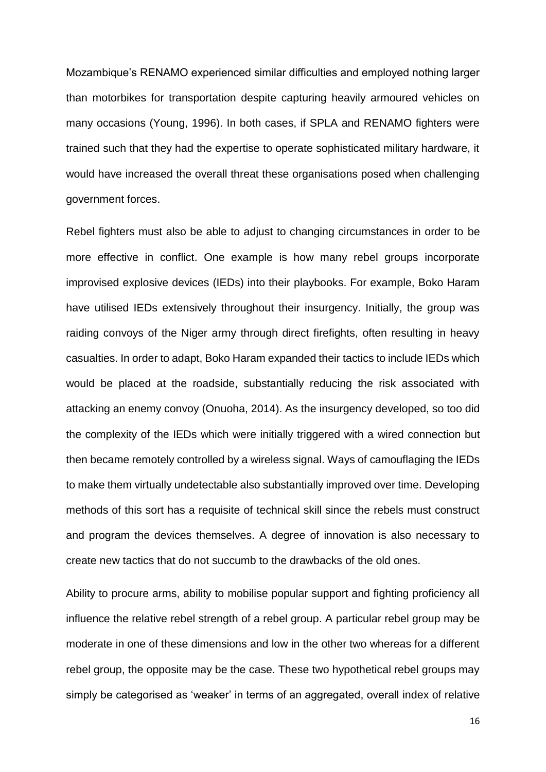Mozambique's RENAMO experienced similar difficulties and employed nothing larger than motorbikes for transportation despite capturing heavily armoured vehicles on many occasions (Young, 1996). In both cases, if SPLA and RENAMO fighters were trained such that they had the expertise to operate sophisticated military hardware, it would have increased the overall threat these organisations posed when challenging government forces.

Rebel fighters must also be able to adjust to changing circumstances in order to be more effective in conflict. One example is how many rebel groups incorporate improvised explosive devices (IEDs) into their playbooks. For example, Boko Haram have utilised IEDs extensively throughout their insurgency. Initially, the group was raiding convoys of the Niger army through direct firefights, often resulting in heavy casualties. In order to adapt, Boko Haram expanded their tactics to include IEDs which would be placed at the roadside, substantially reducing the risk associated with attacking an enemy convoy (Onuoha, 2014). As the insurgency developed, so too did the complexity of the IEDs which were initially triggered with a wired connection but then became remotely controlled by a wireless signal. Ways of camouflaging the IEDs to make them virtually undetectable also substantially improved over time. Developing methods of this sort has a requisite of technical skill since the rebels must construct and program the devices themselves. A degree of innovation is also necessary to create new tactics that do not succumb to the drawbacks of the old ones.

Ability to procure arms, ability to mobilise popular support and fighting proficiency all influence the relative rebel strength of a rebel group. A particular rebel group may be moderate in one of these dimensions and low in the other two whereas for a different rebel group, the opposite may be the case. These two hypothetical rebel groups may simply be categorised as 'weaker' in terms of an aggregated, overall index of relative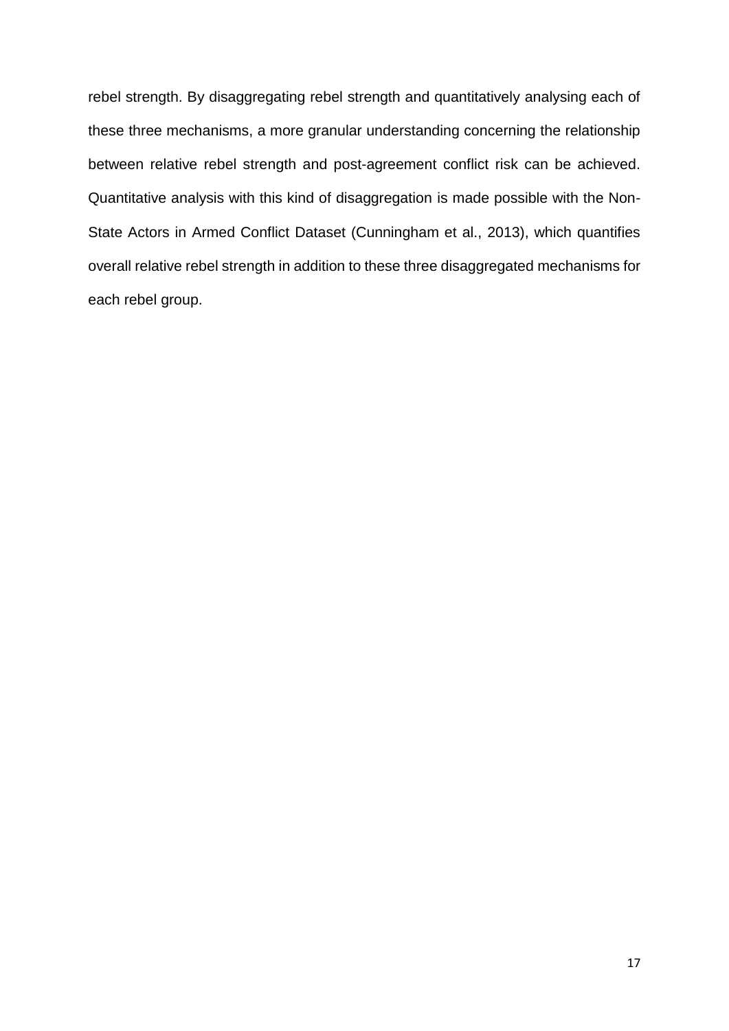rebel strength. By disaggregating rebel strength and quantitatively analysing each of these three mechanisms, a more granular understanding concerning the relationship between relative rebel strength and post-agreement conflict risk can be achieved. Quantitative analysis with this kind of disaggregation is made possible with the Non-State Actors in Armed Conflict Dataset (Cunningham et al., 2013), which quantifies overall relative rebel strength in addition to these three disaggregated mechanisms for each rebel group.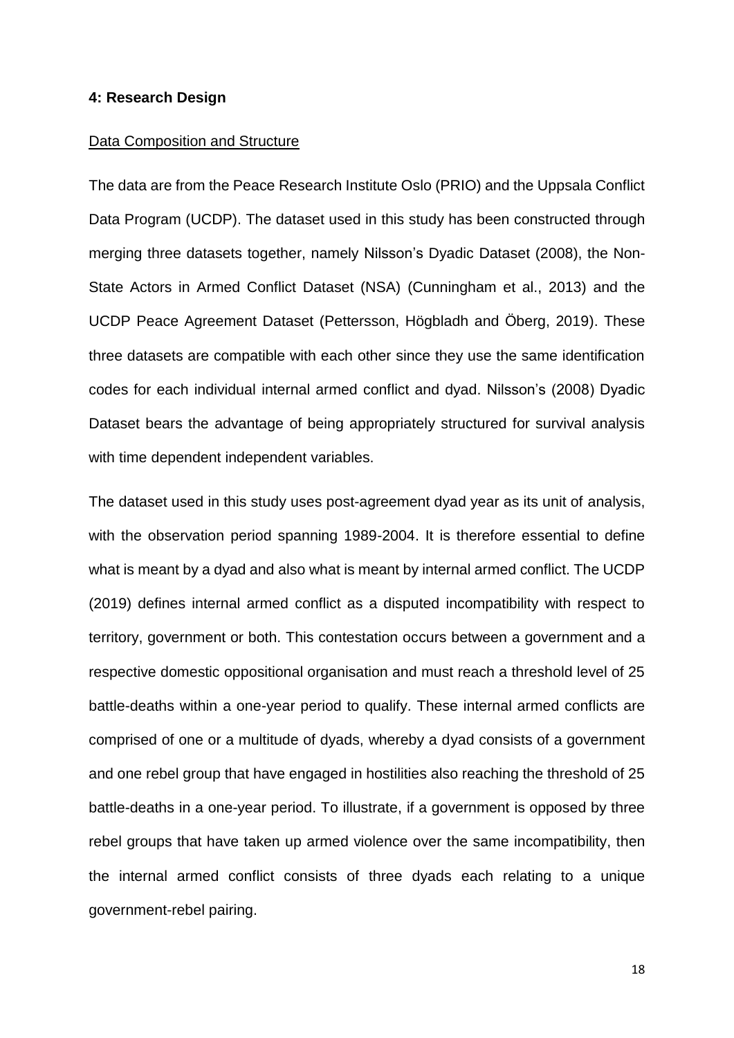**4: Research Design**

Data Composition and Structure

The data are from the Peace Research Institute Oslo (PRIO) and the Uppsala Conflict Data Program (UCDP). The dataset used in this study has been constructed through merging three datasets together, namely Nilsson's Dyadic Dataset (2008), the Non-State Actors in Armed Conflict Dataset (NSA) (Cunningham et al., 2013) and the UCDP Peace Agreement Dataset (Pettersson, Högbladh and Öberg, 2019). These three datasets are compatible with each other since they use the same identification codes for each individual internal armed conflict and dyad. Nilsson's (2008) Dyadic Dataset bears the advantage of being appropriately structured for survival analysis with time dependent independent variables.

The dataset used in this study uses post-agreement dyad year as its unit of analysis, with the observation period spanning 1989-2004. It is therefore essential to define what is meant by a dyad and also what is meant by internal armed conflict. The UCDP (2019) defines internal armed conflict as a disputed incompatibility with respect to territory, government or both. This contestation occurs between a government and a respective domestic oppositional organisation and must reach a threshold level of 25 battle-deaths within a one-year period to qualify. These internal armed conflicts are comprised of one or a multitude of dyads, whereby a dyad consists of a government and one rebel group that have engaged in hostilities also reaching the threshold of 25 battle-deaths in a one-year period. To illustrate, if a government is opposed by three rebel groups that have taken up armed violence over the same incompatibility, then the internal armed conflict consists of three dyads each relating to a unique government-rebel pairing.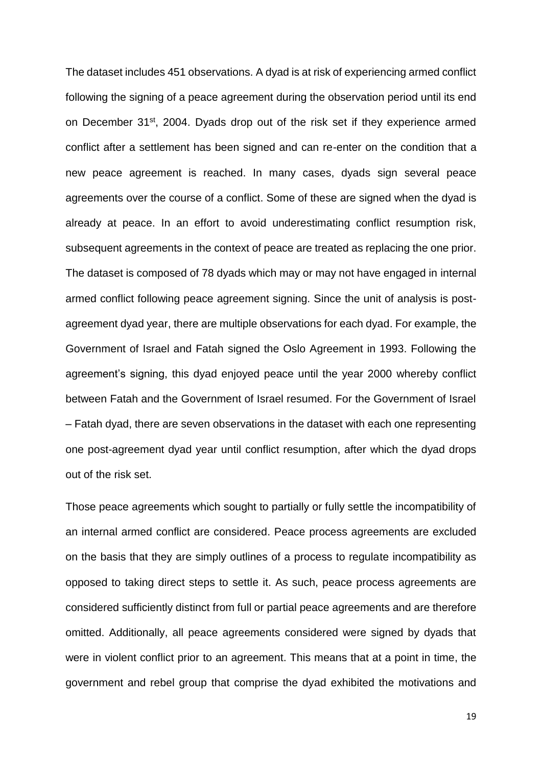The dataset includes 451 observations. A dyad is at risk of experiencing armed conflict following the signing of a peace agreement during the observation period until its end on December 31st, 2004. Dyads drop out of the risk set if they experience armed conflict after a settlement has been signed and can re-enter on the condition that a new peace agreement is reached. In many cases, dyads sign several peace agreements over the course of a conflict. Some of these are signed when the dyad is already at peace. In an effort to avoid underestimating conflict resumption risk, subsequent agreements in the context of peace are treated as replacing the one prior. The dataset is composed of 78 dyads which may or may not have engaged in internal armed conflict following peace agreement signing. Since the unit of analysis is post-agreement dyad year, there are multiple observations for each dyad. For example, the Government of Israel and Fatah signed the Oslo Agreement in 1993. Following the agreement's signing, this dyad enjoyed peace until the year 2000 whereby conflict between Fatah and the Government of Israel resumed. For the Government of Israel – Fatah dyad, there are seven observations in the dataset with each one representing one post-agreement dyad year until conflict resumption, after which the dyad drops out of the risk set.

Those peace agreements which sought to partially or fully settle the incompatibility of an internal armed conflict are considered. Peace process agreements are excluded on the basis that they are simply outlines of a process to regulate incompatibility as opposed to taking direct steps to settle it. As such, peace process agreements are considered sufficiently distinct from full or partial peace agreements and are therefore omitted. Additionally, all peace agreements considered were signed by dyads that were in violent conflict prior to an agreement. This means that at a point in time, the government and rebel group that comprise the dyad exhibited the motivations and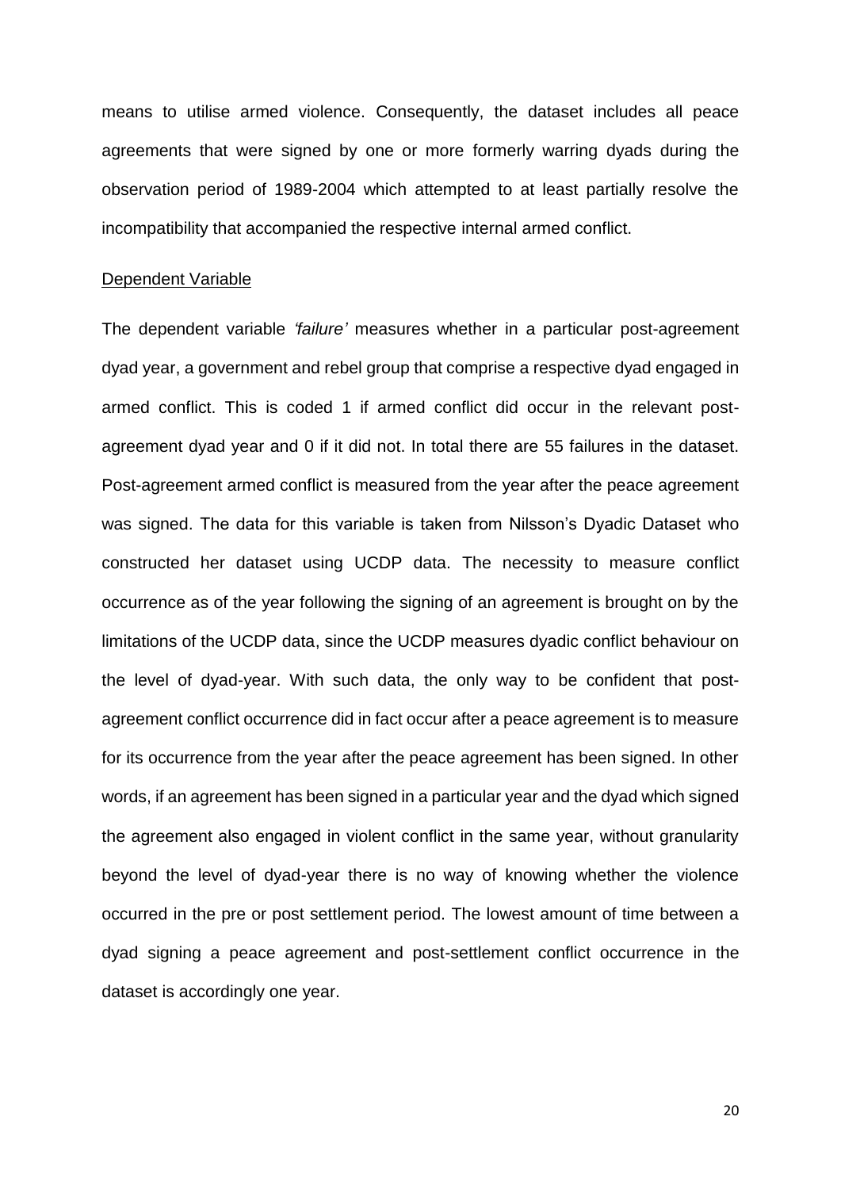means to utilise armed violence. Consequently, the dataset includes all peace agreements that were signed by one or more formerly warring dyads during the observation period of 1989-2004 which attempted to at least partially resolve the incompatibility that accompanied the respective internal armed conflict.

Dependent Variable

The dependent variable *'failure'* measures whether in a particular post-agreement dyad year, a government and rebel group that comprise a respective dyad engaged in armed conflict. This is coded 1 if armed conflict did occur in the relevant post-agreement dyad year and 0 if it did not. In total there are 55 failures in the dataset. Post-agreement armed conflict is measured from the year after the peace agreement was signed. The data for this variable is taken from Nilsson's Dyadic Dataset who constructed her dataset using UCDP data. The necessity to measure conflict occurrence as of the year following the signing of an agreement is brought on by the limitations of the UCDP data, since the UCDP measures dyadic conflict behaviour on the level of dyad-year. With such data, the only way to be confident that post-agreement conflict occurrence did in fact occur after a peace agreement is to measure for its occurrence from the year after the peace agreement has been signed. In other words, if an agreement has been signed in a particular year and the dyad which signed the agreement also engaged in violent conflict in the same year, without granularity beyond the level of dyad-year there is no way of knowing whether the violence occurred in the pre or post settlement period. The lowest amount of time between a dyad signing a peace agreement and post-settlement conflict occurrence in the dataset is accordingly one year.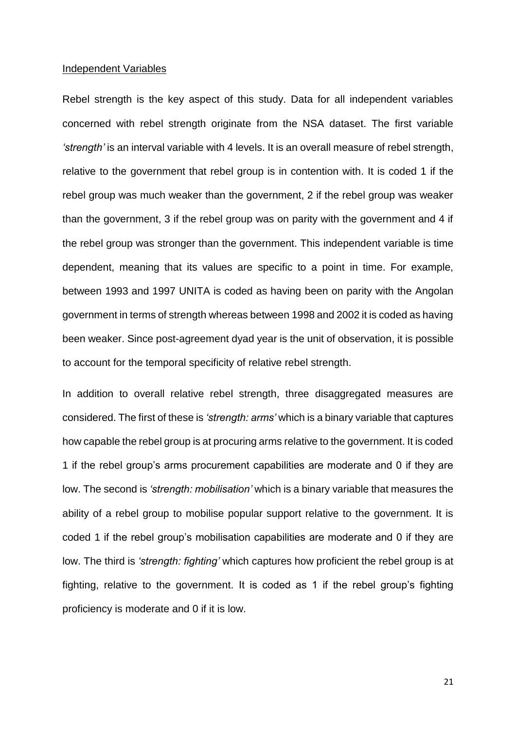Independent Variables

Rebel strength is the key aspect of this study. Data for all independent variables concerned with rebel strength originate from the NSA dataset. The first variable *'strength'* is an interval variable with 4 levels. It is an overall measure of rebel strength, relative to the government that rebel group is in contention with. It is coded 1 if the rebel group was much weaker than the government, 2 if the rebel group was weaker than the government, 3 if the rebel group was on parity with the government and 4 if the rebel group was stronger than the government. This independent variable is time dependent, meaning that its values are specific to a point in time. For example, between 1993 and 1997 UNITA is coded as having been on parity with the Angolan government in terms of strength whereas between 1998 and 2002 it is coded as having been weaker. Since post-agreement dyad year is the unit of observation, it is possible to account for the temporal specificity of relative rebel strength.

In addition to overall relative rebel strength, three disaggregated measures are considered. The first of these is *'strength: arms'* which is a binary variable that captures how capable the rebel group is at procuring arms relative to the government. It is coded 1 if the rebel group's arms procurement capabilities are moderate and 0 if they are low. The second is *'strength: mobilisation'* which is a binary variable that measures the ability of a rebel group to mobilise popular support relative to the government. It is coded 1 if the rebel group's mobilisation capabilities are moderate and 0 if they are low. The third is *'strength: fighting'* which captures how proficient the rebel group is at fighting, relative to the government. It is coded as 1 if the rebel group's fighting proficiency is moderate and 0 if it is low.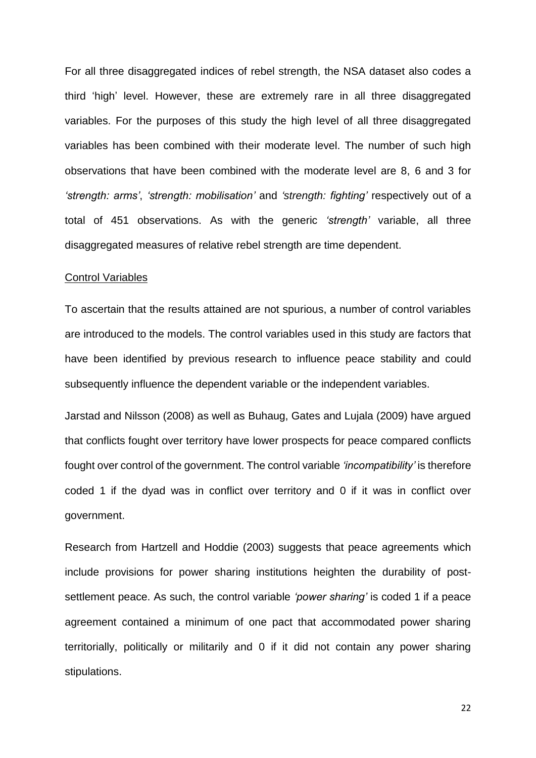For all three disaggregated indices of rebel strength, the NSA dataset also codes a third 'high' level. However, these are extremely rare in all three disaggregated variables. For the purposes of this study the high level of all three disaggregated variables has been combined with their moderate level. The number of such high observations that have been combined with the moderate level are 8, 6 and 3 for *'strength: arms'*, *'strength: mobilisation'* and *'strength: fighting'* respectively out of a total of 451 observations. As with the generic *'strength'* variable, all three disaggregated measures of relative rebel strength are time dependent.

<u>Control Variables</u>

To ascertain that the results attained are not spurious, a number of control variables are introduced to the models. The control variables used in this study are factors that have been identified by previous research to influence peace stability and could subsequently influence the dependent variable or the independent variables.

Jarstad and Nilsson (2008) as well as Buhaug, Gates and Lujala (2009) have argued that conflicts fought over territory have lower prospects for peace compared conflicts fought over control of the government. The control variable *'incompatibility'* is therefore coded 1 if the dyad was in conflict over territory and 0 if it was in conflict over government.

Research from Hartzell and Hoddie (2003) suggests that peace agreements which include provisions for power sharing institutions heighten the durability of post-settlement peace. As such, the control variable *'power sharing'* is coded 1 if a peace agreement contained a minimum of one pact that accommodated power sharing territorially, politically or militarily and 0 if it did not contain any power sharing stipulations.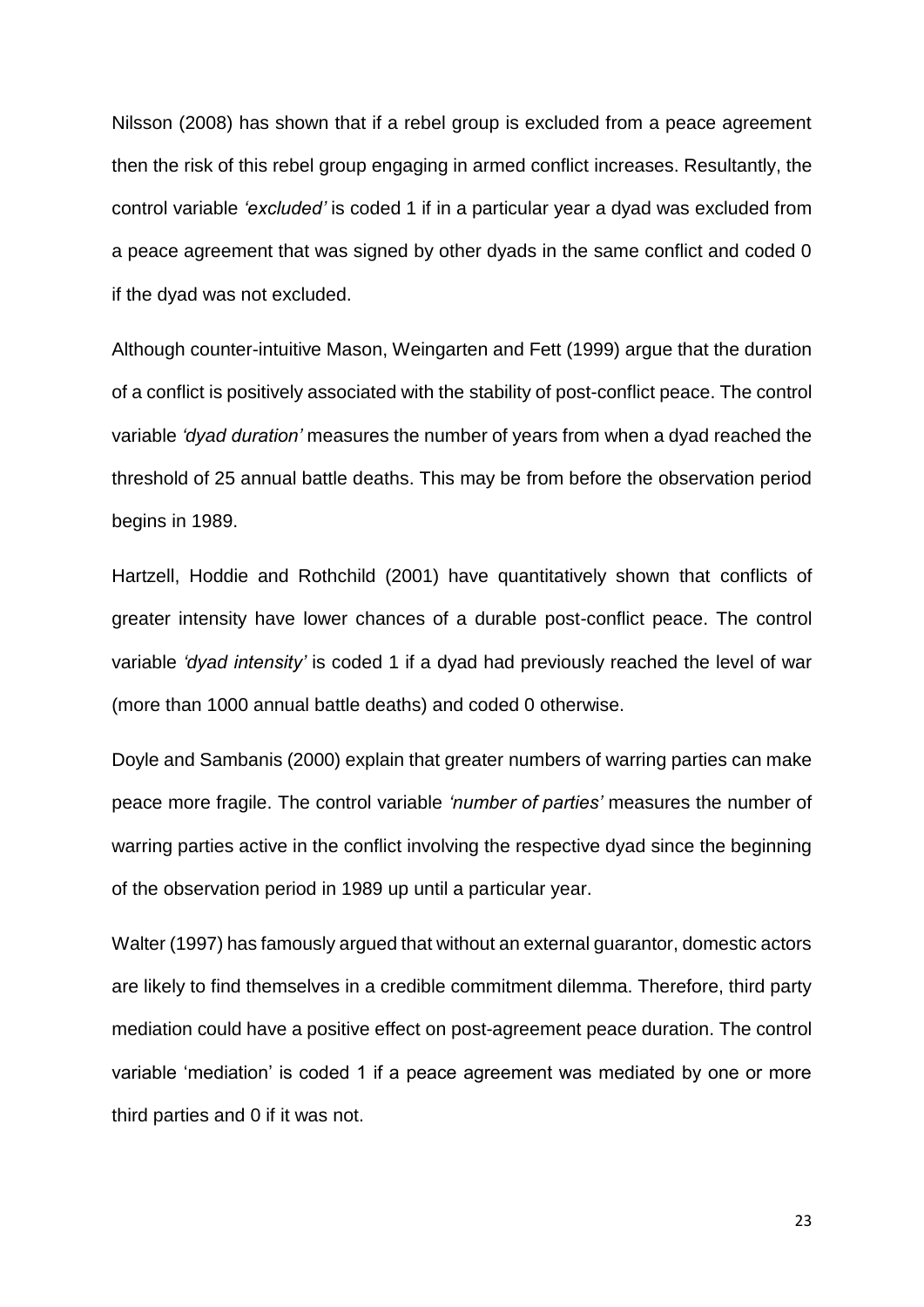Nilsson (2008) has shown that if a rebel group is excluded from a peace agreement then the risk of this rebel group engaging in armed conflict increases. Resultantly, the control variable *'excluded'* is coded 1 if in a particular year a dyad was excluded from a peace agreement that was signed by other dyads in the same conflict and coded 0 if the dyad was not excluded.

Although counter-intuitive Mason, Weingarten and Fett (1999) argue that the duration of a conflict is positively associated with the stability of post-conflict peace. The control variable *'dyad duration'* measures the number of years from when a dyad reached the threshold of 25 annual battle deaths. This may be from before the observation period begins in 1989.

Hartzell, Hoddie and Rothchild (2001) have quantitatively shown that conflicts of greater intensity have lower chances of a durable post-conflict peace. The control variable *'dyad intensity'* is coded 1 if a dyad had previously reached the level of war (more than 1000 annual battle deaths) and coded 0 otherwise.

Doyle and Sambanis (2000) explain that greater numbers of warring parties can make peace more fragile. The control variable *'number of parties'* measures the number of warring parties active in the conflict involving the respective dyad since the beginning of the observation period in 1989 up until a particular year.

Walter (1997) has famously argued that without an external guarantor, domestic actors are likely to find themselves in a credible commitment dilemma. Therefore, third party mediation could have a positive effect on post-agreement peace duration. The control variable 'mediation' is coded 1 if a peace agreement was mediated by one or more third parties and 0 if it was not.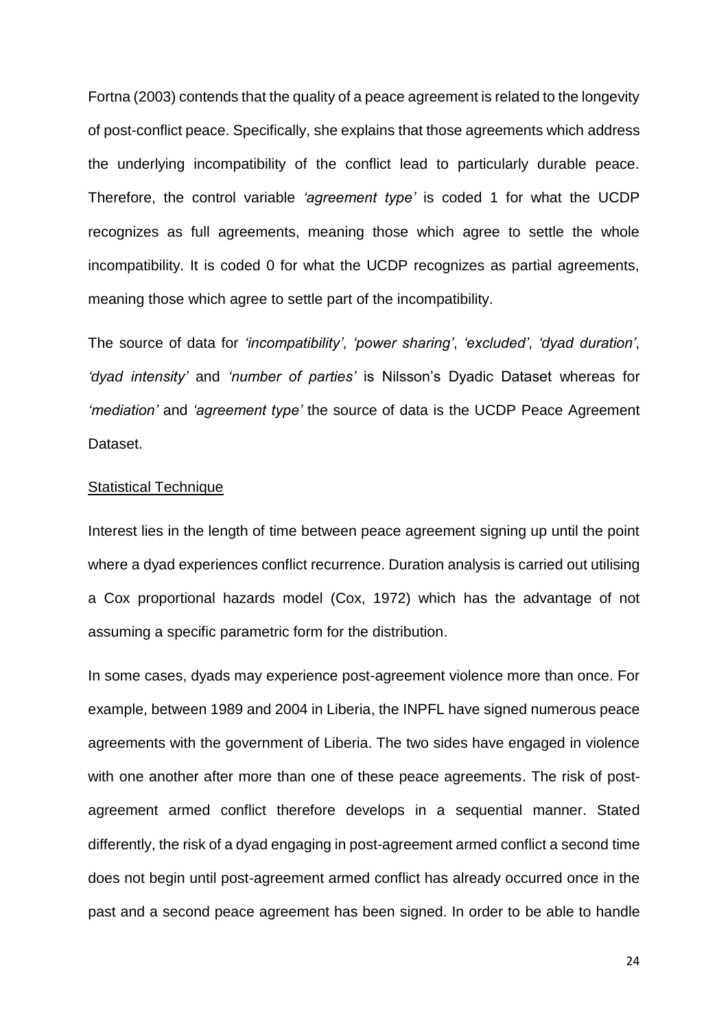Fortna (2003) contends that the quality of a peace agreement is related to the longevity of post-conflict peace. Specifically, she explains that those agreements which address the underlying incompatibility of the conflict lead to particularly durable peace. Therefore, the control variable *'agreement type'* is coded 1 for what the UCDP recognizes as full agreements, meaning those which agree to settle the whole incompatibility. It is coded 0 for what the UCDP recognizes as partial agreements, meaning those which agree to settle part of the incompatibility.

The source of data for *'incompatibility'*, *'power sharing'*, *'excluded'*, *'dyad duration'*, *'dyad intensity'* and *'number of parties'* is Nilsson's Dyadic Dataset whereas for *'mediation'* and *'agreement type'* the source of data is the UCDP Peace Agreement Dataset.

Statistical Technique

Interest lies in the length of time between peace agreement signing up until the point where a dyad experiences conflict recurrence. Duration analysis is carried out utilising a Cox proportional hazards model (Cox, 1972) which has the advantage of not assuming a specific parametric form for the distribution.

In some cases, dyads may experience post-agreement violence more than once. For example, between 1989 and 2004 in Liberia, the INPFL have signed numerous peace agreements with the government of Liberia. The two sides have engaged in violence with one another after more than one of these peace agreements. The risk of post-agreement armed conflict therefore develops in a sequential manner. Stated differently, the risk of a dyad engaging in post-agreement armed conflict a second time does not begin until post-agreement armed conflict has already occurred once in the past and a second peace agreement has been signed. In order to be able to handle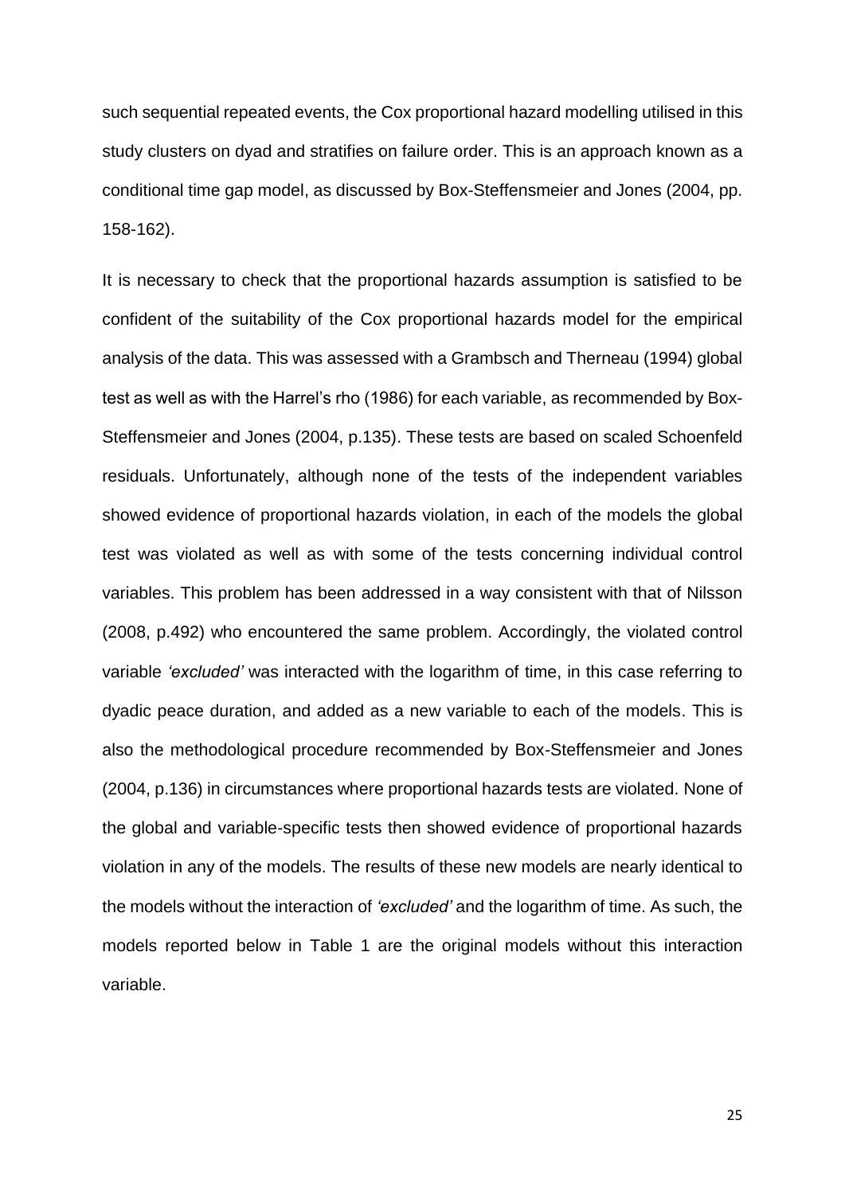such sequential repeated events, the Cox proportional hazard modelling utilised in this study clusters on dyad and stratifies on failure order. This is an approach known as a conditional time gap model, as discussed by Box-Steffensmeier and Jones (2004, pp. 158-162).

It is necessary to check that the proportional hazards assumption is satisfied to be confident of the suitability of the Cox proportional hazards model for the empirical analysis of the data. This was assessed with a Grambsch and Therneau (1994) global test as well as with the Harrel's rho (1986) for each variable, as recommended by Box-Steffensmeier and Jones (2004, p.135). These tests are based on scaled Schoenfeld residuals. Unfortunately, although none of the tests of the independent variables showed evidence of proportional hazards violation, in each of the models the global test was violated as well as with some of the tests concerning individual control variables. This problem has been addressed in a way consistent with that of Nilsson (2008, p.492) who encountered the same problem. Accordingly, the violated control variable *'excluded'* was interacted with the logarithm of time, in this case referring to dyadic peace duration, and added as a new variable to each of the models. This is also the methodological procedure recommended by Box-Steffensmeier and Jones (2004, p.136) in circumstances where proportional hazards tests are violated. None of the global and variable-specific tests then showed evidence of proportional hazards violation in any of the models. The results of these new models are nearly identical to the models without the interaction of *'excluded'* and the logarithm of time. As such, the models reported below in Table 1 are the original models without this interaction variable.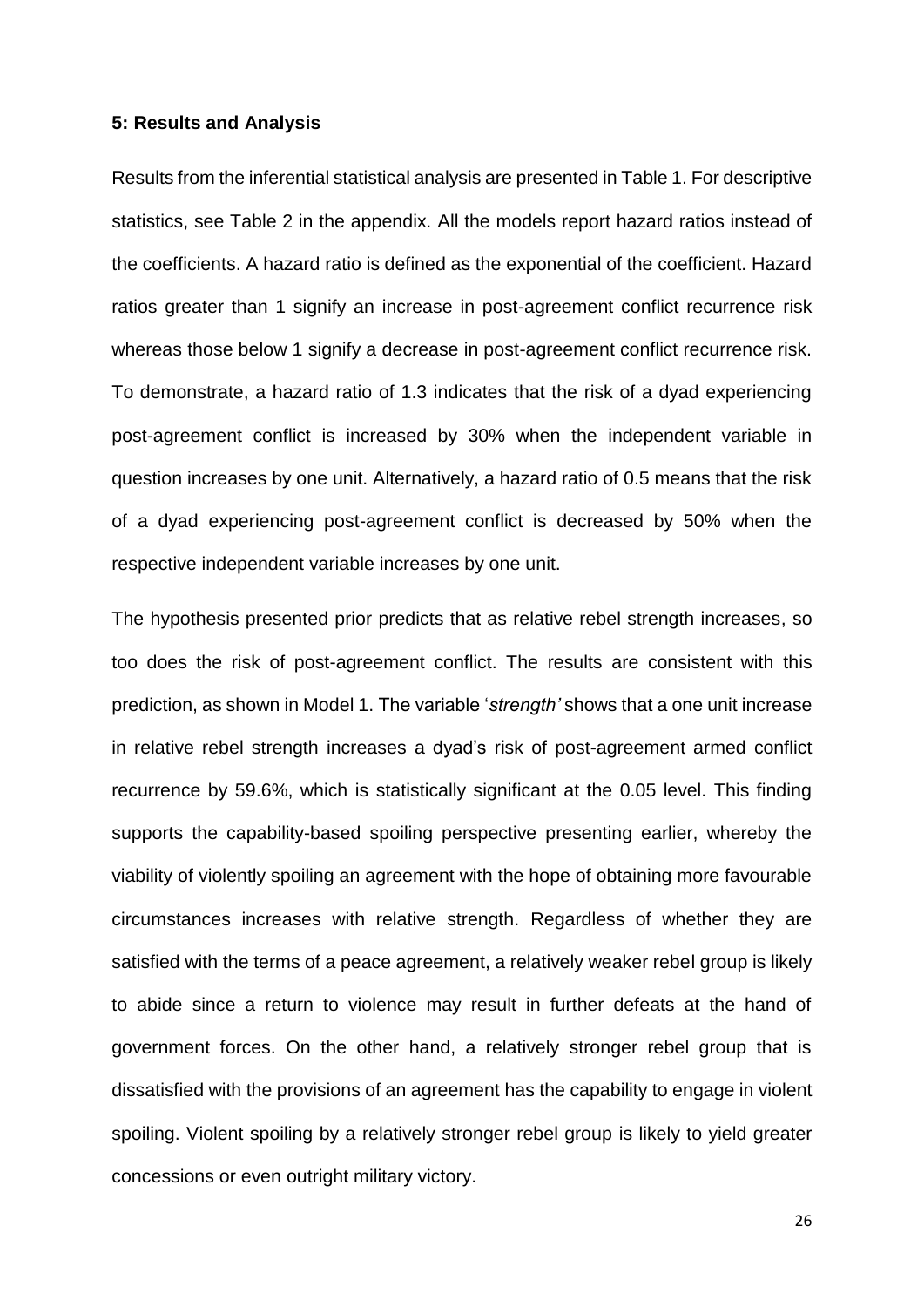### 5: Results and Analysis

Results from the inferential statistical analysis are presented in Table 1. For descriptive statistics, see Table 2 in the appendix. All the models report hazard ratios instead of the coefficients. A hazard ratio is defined as the exponential of the coefficient. Hazard ratios greater than 1 signify an increase in post-agreement conflict recurrence risk whereas those below 1 signify a decrease in post-agreement conflict recurrence risk. To demonstrate, a hazard ratio of 1.3 indicates that the risk of a dyad experiencing post-agreement conflict is increased by 30% when the independent variable in question increases by one unit. Alternatively, a hazard ratio of 0.5 means that the risk of a dyad experiencing post-agreement conflict is decreased by 50% when the respective independent variable increases by one unit.

The hypothesis presented prior predicts that as relative rebel strength increases, so too does the risk of post-agreement conflict. The results are consistent with this prediction, as shown in Model 1. The variable '*strength'* shows that a one unit increase in relative rebel strength increases a dyad's risk of post-agreement armed conflict recurrence by 59.6%, which is statistically significant at the 0.05 level. This finding supports the capability-based spoiling perspective presenting earlier, whereby the viability of violently spoiling an agreement with the hope of obtaining more favourable circumstances increases with relative strength. Regardless of whether they are satisfied with the terms of a peace agreement, a relatively weaker rebel group is likely to abide since a return to violence may result in further defeats at the hand of government forces. On the other hand, a relatively stronger rebel group that is dissatisfied with the provisions of an agreement has the capability to engage in violent spoiling. Violent spoiling by a relatively stronger rebel group is likely to yield greater concessions or even outright military victory.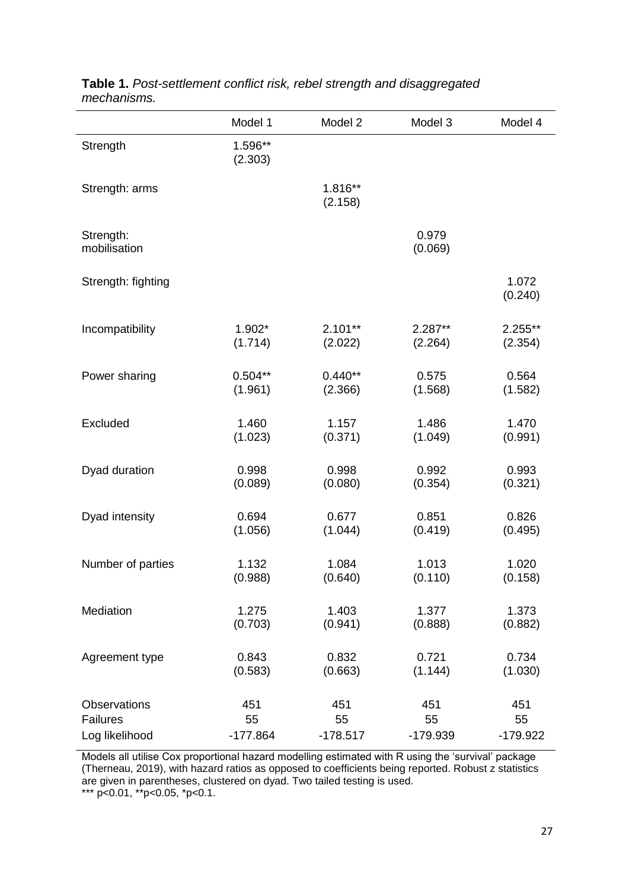**Table 1.** *Post-settlement conflict risk, rebel strength and disaggregated mechanisms.*

| | Model 1 | Model 2 | Model 3 | Model 4 |
|---|---|---|---|---|
| Strength | 1.596** (2.303) | | | |
| Strength: arms | | 1.816** (2.158) | | |
| Strength: mobilisation | | | 0.979 (0.069) | |
| Strength: fighting | | | | 1.072 (0.240) |
| Incompatibility | 1.902* (1.714) | 2.101** (2.022) | 2.287** (2.264) | 2.255** (2.354) |
| Power sharing | 0.504** (1.961) | 0.440** (2.366) | 0.575 (1.568) | 0.564 (1.582) |
| Excluded | 1.460 (1.023) | 1.157 (0.371) | 1.486 (1.049) | 1.470 (0.991) |
| Dyad duration | 0.998 (0.089) | 0.998 (0.080) | 0.992 (0.354) | 0.993 (0.321) |
| Dyad intensity | 0.694 (1.056) | 0.677 (1.044) | 0.851 (0.419) | 0.826 (0.495) |
| Number of parties | 1.132 (0.988) | 1.084 (0.640) | 1.013 (0.110) | 1.020 (0.158) |
| Mediation | 1.275 (0.703) | 1.403 (0.941) | 1.377 (0.888) | 1.373 (0.882) |
| Agreement type | 0.843 (0.583) | 0.832 (0.663) | 0.721 (1.144) | 0.734 (1.030) |
| Observations | 451 | 451 | 451 | 451 |
| Failures | 55 | 55 | 55 | 55 |
| Log likelihood | -177.864 | -178.517 | -179.939 | -179.922 |

Models all utilise Cox proportional hazard modelling estimated with R using the 'survival' package (Therneau, 2019), with hazard ratios as opposed to coefficients being reported. Robust z statistics are given in parentheses, clustered on dyad. Two tailed testing is used.
*** p<0.01, **p<0.05, *p<0.1.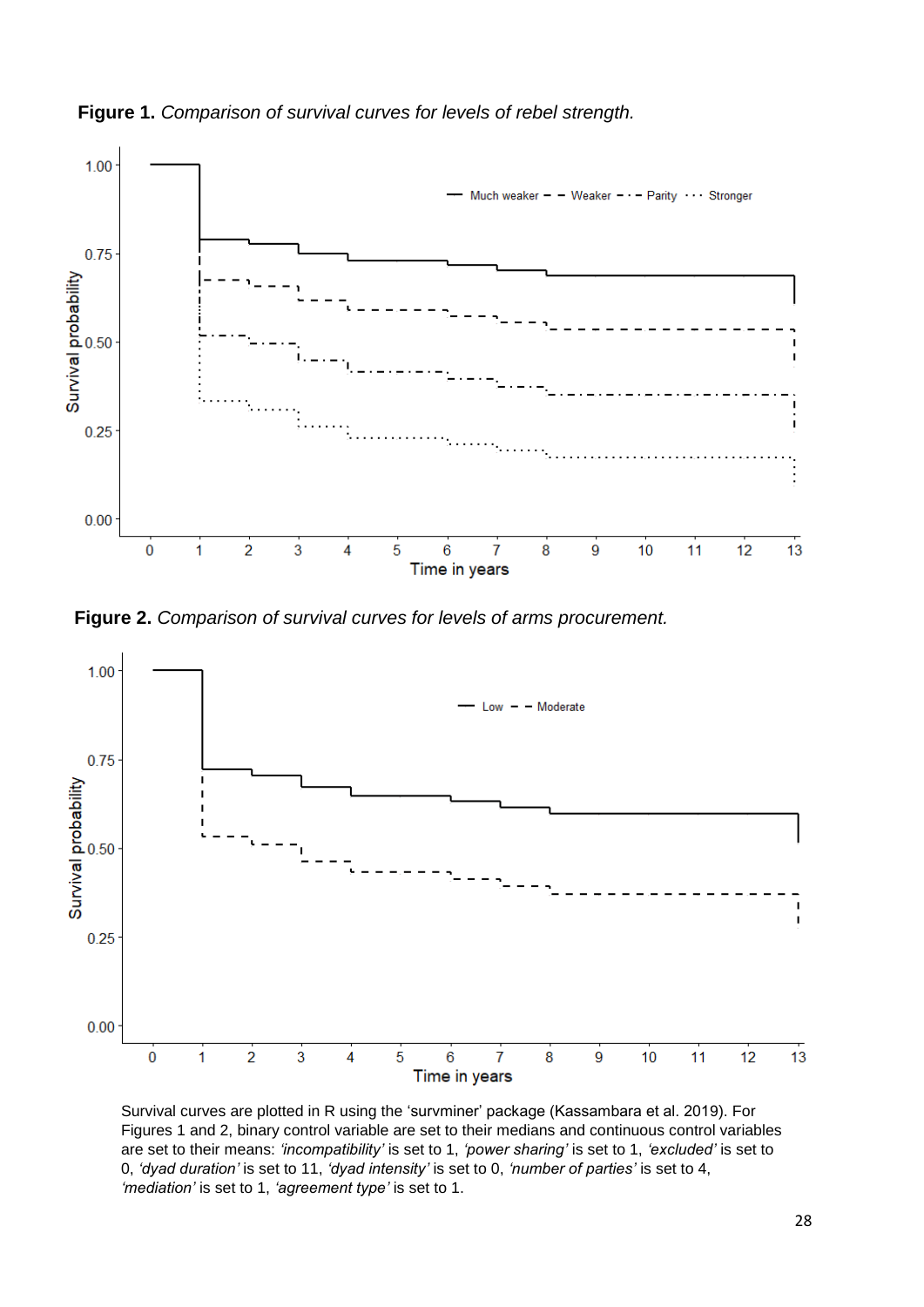**Figure 1.** *Comparison of survival curves for levels of rebel strength.*

**Figure 2.** *Comparison of survival curves for levels of arms procurement.*

Survival curves are plotted in R using the 'survminer' package (Kassambara et al. 2019). For Figures 1 and 2, binary control variable are set to their medians and continuous control variables are set to their means: *'incompatibility'* is set to 1, *'power sharing'* is set to 1, *'excluded'* is set to 0, *'dyad duration'* is set to 11, *'dyad intensity'* is set to 0, *'number of parties'* is set to 4, *'mediation'* is set to 1, *'agreement type'* is set to 1.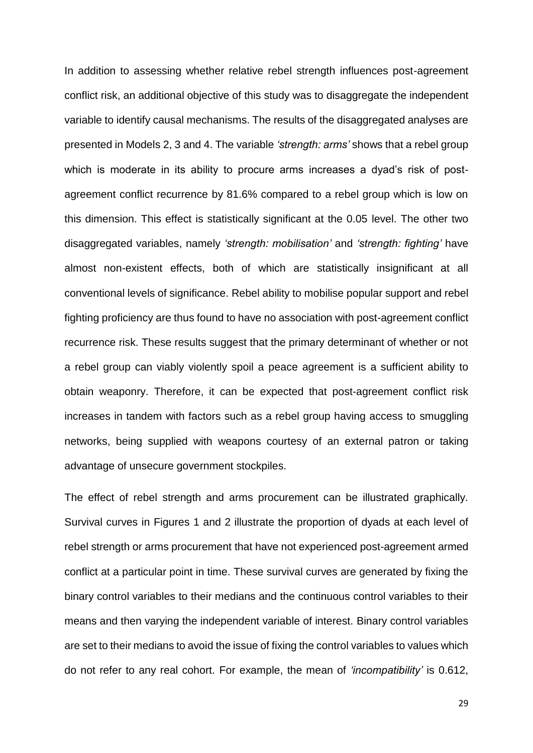In addition to assessing whether relative rebel strength influences post-agreement conflict risk, an additional objective of this study was to disaggregate the independent variable to identify causal mechanisms. The results of the disaggregated analyses are presented in Models 2, 3 and 4. The variable *'strength: arms'* shows that a rebel group which is moderate in its ability to procure arms increases a dyad's risk of post-agreement conflict recurrence by 81.6% compared to a rebel group which is low on this dimension. This effect is statistically significant at the 0.05 level. The other two disaggregated variables, namely *'strength: mobilisation'* and *'strength: fighting'* have almost non-existent effects, both of which are statistically insignificant at all conventional levels of significance. Rebel ability to mobilise popular support and rebel fighting proficiency are thus found to have no association with post-agreement conflict recurrence risk. These results suggest that the primary determinant of whether or not a rebel group can viably violently spoil a peace agreement is a sufficient ability to obtain weaponry. Therefore, it can be expected that post-agreement conflict risk increases in tandem with factors such as a rebel group having access to smuggling networks, being supplied with weapons courtesy of an external patron or taking advantage of unsecure government stockpiles.

The effect of rebel strength and arms procurement can be illustrated graphically. Survival curves in Figures 1 and 2 illustrate the proportion of dyads at each level of rebel strength or arms procurement that have not experienced post-agreement armed conflict at a particular point in time. These survival curves are generated by fixing the binary control variables to their medians and the continuous control variables to their means and then varying the independent variable of interest. Binary control variables are set to their medians to avoid the issue of fixing the control variables to values which do not refer to any real cohort. For example, the mean of *'incompatibility'* is 0.612,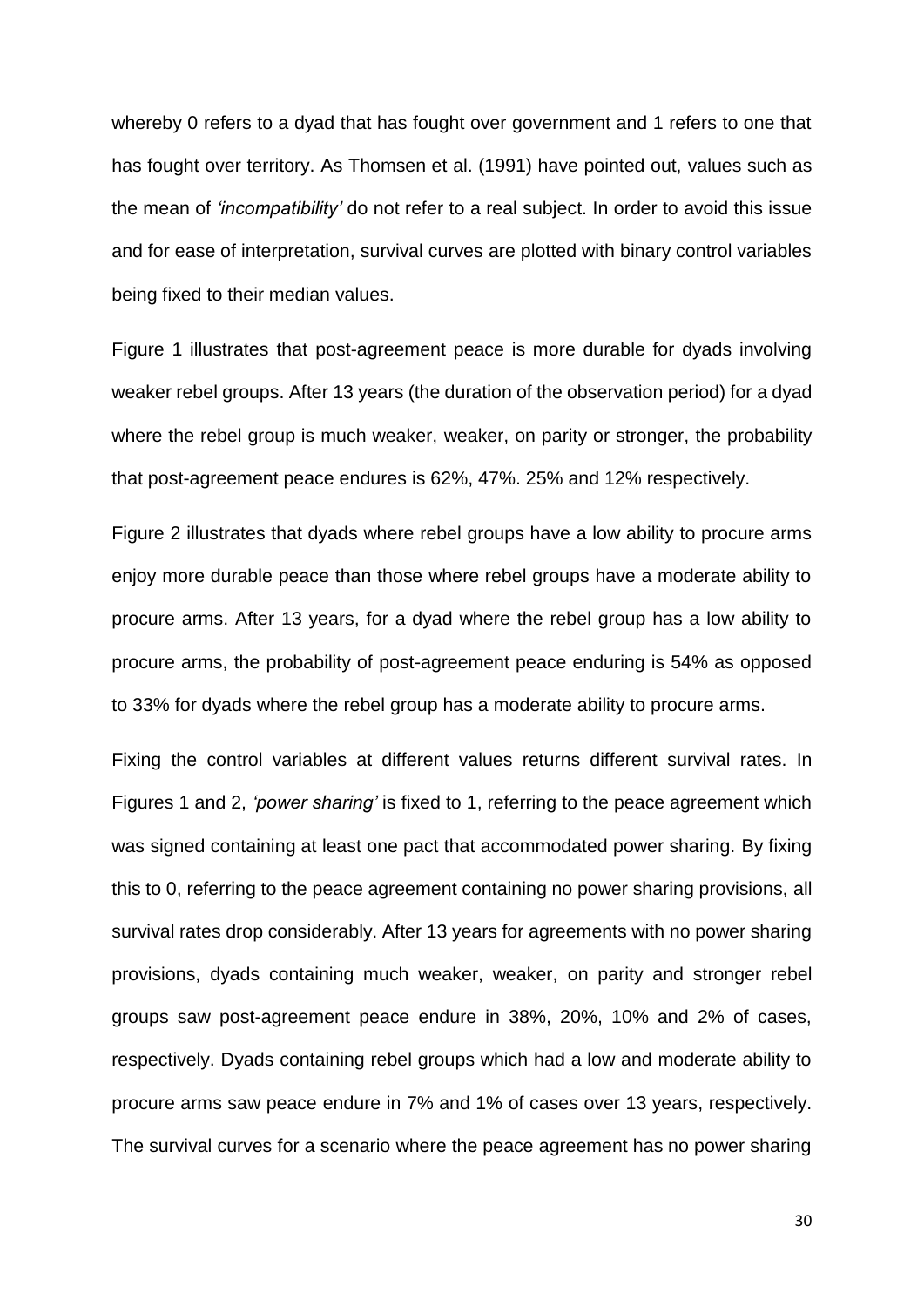whereby 0 refers to a dyad that has fought over government and 1 refers to one that has fought over territory. As Thomsen et al. (1991) have pointed out, values such as the mean of *'incompatibility'* do not refer to a real subject. In order to avoid this issue and for ease of interpretation, survival curves are plotted with binary control variables being fixed to their median values.

Figure 1 illustrates that post-agreement peace is more durable for dyads involving weaker rebel groups. After 13 years (the duration of the observation period) for a dyad where the rebel group is much weaker, weaker, on parity or stronger, the probability that post-agreement peace endures is 62%, 47%. 25% and 12% respectively.

Figure 2 illustrates that dyads where rebel groups have a low ability to procure arms enjoy more durable peace than those where rebel groups have a moderate ability to procure arms. After 13 years, for a dyad where the rebel group has a low ability to procure arms, the probability of post-agreement peace enduring is 54% as opposed to 33% for dyads where the rebel group has a moderate ability to procure arms.

Fixing the control variables at different values returns different survival rates. In Figures 1 and 2, *'power sharing'* is fixed to 1, referring to the peace agreement which was signed containing at least one pact that accommodated power sharing. By fixing this to 0, referring to the peace agreement containing no power sharing provisions, all survival rates drop considerably. After 13 years for agreements with no power sharing provisions, dyads containing much weaker, weaker, on parity and stronger rebel groups saw post-agreement peace endure in 38%, 20%, 10% and 2% of cases, respectively. Dyads containing rebel groups which had a low and moderate ability to procure arms saw peace endure in 7% and 1% of cases over 13 years, respectively. The survival curves for a scenario where the peace agreement has no power sharing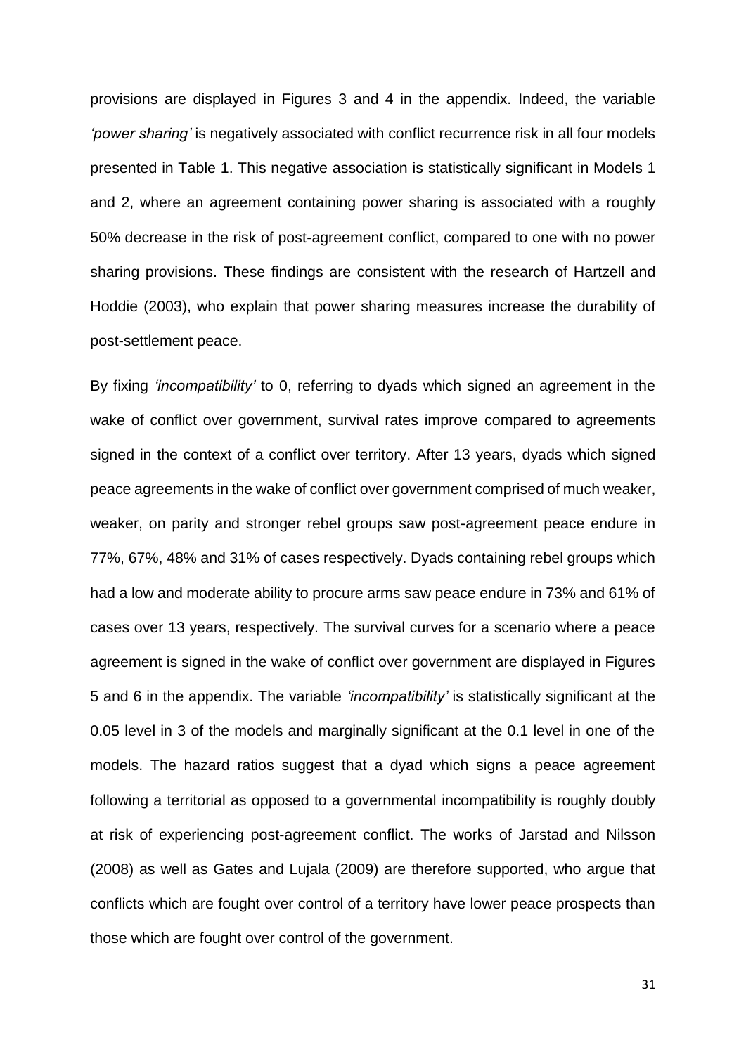provisions are displayed in Figures 3 and 4 in the appendix. Indeed, the variable *'power sharing'* is negatively associated with conflict recurrence risk in all four models presented in Table 1. This negative association is statistically significant in Models 1 and 2, where an agreement containing power sharing is associated with a roughly 50% decrease in the risk of post-agreement conflict, compared to one with no power sharing provisions. These findings are consistent with the research of Hartzell and Hoddie (2003), who explain that power sharing measures increase the durability of post-settlement peace.

By fixing *'incompatibility'* to 0, referring to dyads which signed an agreement in the wake of conflict over government, survival rates improve compared to agreements signed in the context of a conflict over territory. After 13 years, dyads which signed peace agreements in the wake of conflict over government comprised of much weaker, weaker, on parity and stronger rebel groups saw post-agreement peace endure in 77%, 67%, 48% and 31% of cases respectively. Dyads containing rebel groups which had a low and moderate ability to procure arms saw peace endure in 73% and 61% of cases over 13 years, respectively. The survival curves for a scenario where a peace agreement is signed in the wake of conflict over government are displayed in Figures 5 and 6 in the appendix. The variable *'incompatibility'* is statistically significant at the 0.05 level in 3 of the models and marginally significant at the 0.1 level in one of the models. The hazard ratios suggest that a dyad which signs a peace agreement following a territorial as opposed to a governmental incompatibility is roughly doubly at risk of experiencing post-agreement conflict. The works of Jarstad and Nilsson (2008) as well as Gates and Lujala (2009) are therefore supported, who argue that conflicts which are fought over control of a territory have lower peace prospects than those which are fought over control of the government.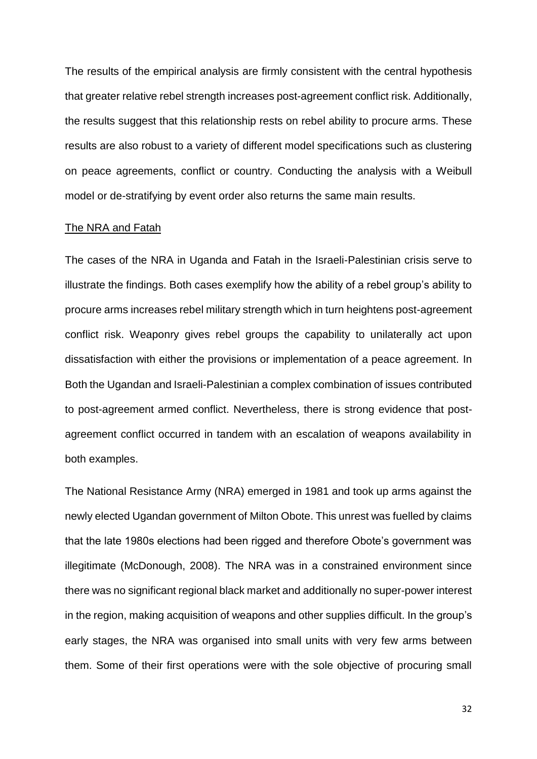The results of the empirical analysis are firmly consistent with the central hypothesis that greater relative rebel strength increases post-agreement conflict risk. Additionally, the results suggest that this relationship rests on rebel ability to procure arms. These results are also robust to a variety of different model specifications such as clustering on peace agreements, conflict or country. Conducting the analysis with a Weibull model or de-stratifying by event order also returns the same main results.

<u>The NRA and Fatah</u>

The cases of the NRA in Uganda and Fatah in the Israeli-Palestinian crisis serve to illustrate the findings. Both cases exemplify how the ability of a rebel group's ability to procure arms increases rebel military strength which in turn heightens post-agreement conflict risk. Weaponry gives rebel groups the capability to unilaterally act upon dissatisfaction with either the provisions or implementation of a peace agreement. In Both the Ugandan and Israeli-Palestinian a complex combination of issues contributed to post-agreement armed conflict. Nevertheless, there is strong evidence that post-agreement conflict occurred in tandem with an escalation of weapons availability in both examples.

The National Resistance Army (NRA) emerged in 1981 and took up arms against the newly elected Ugandan government of Milton Obote. This unrest was fuelled by claims that the late 1980s elections had been rigged and therefore Obote's government was illegitimate (McDonough, 2008). The NRA was in a constrained environment since there was no significant regional black market and additionally no super-power interest in the region, making acquisition of weapons and other supplies difficult. In the group's early stages, the NRA was organised into small units with very few arms between them. Some of their first operations were with the sole objective of procuring small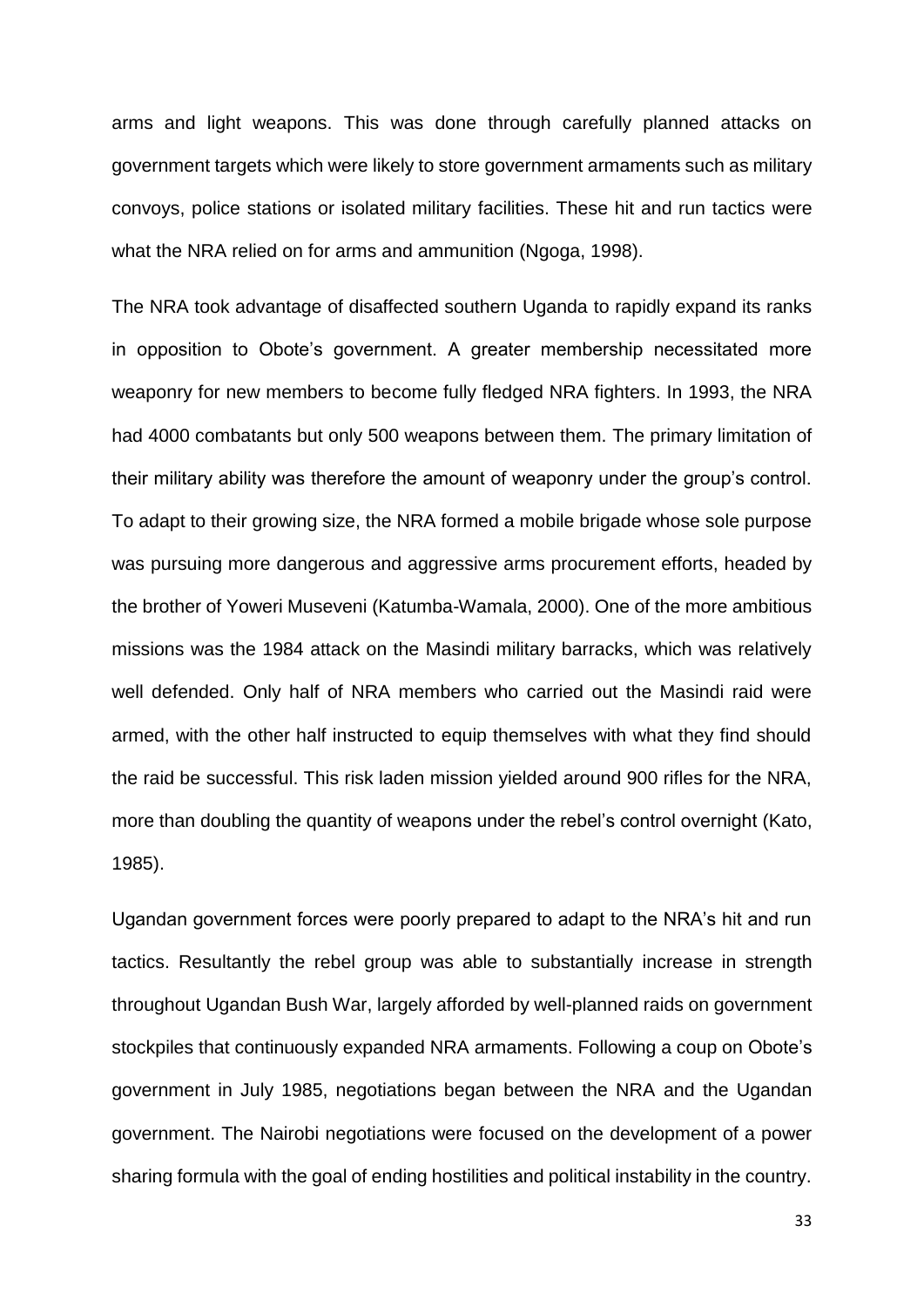arms and light weapons. This was done through carefully planned attacks on government targets which were likely to store government armaments such as military convoys, police stations or isolated military facilities. These hit and run tactics were what the NRA relied on for arms and ammunition (Ngoga, 1998).

The NRA took advantage of disaffected southern Uganda to rapidly expand its ranks in opposition to Obote's government. A greater membership necessitated more weaponry for new members to become fully fledged NRA fighters. In 1993, the NRA had 4000 combatants but only 500 weapons between them. The primary limitation of their military ability was therefore the amount of weaponry under the group's control. To adapt to their growing size, the NRA formed a mobile brigade whose sole purpose was pursuing more dangerous and aggressive arms procurement efforts, headed by the brother of Yoweri Museveni (Katumba-Wamala, 2000). One of the more ambitious missions was the 1984 attack on the Masindi military barracks, which was relatively well defended. Only half of NRA members who carried out the Masindi raid were armed, with the other half instructed to equip themselves with what they find should the raid be successful. This risk laden mission yielded around 900 rifles for the NRA, more than doubling the quantity of weapons under the rebel's control overnight (Kato, 1985).

Ugandan government forces were poorly prepared to adapt to the NRA's hit and run tactics. Resultantly the rebel group was able to substantially increase in strength throughout Ugandan Bush War, largely afforded by well-planned raids on government stockpiles that continuously expanded NRA armaments. Following a coup on Obote's government in July 1985, negotiations began between the NRA and the Ugandan government. The Nairobi negotiations were focused on the development of a power sharing formula with the goal of ending hostilities and political instability in the country.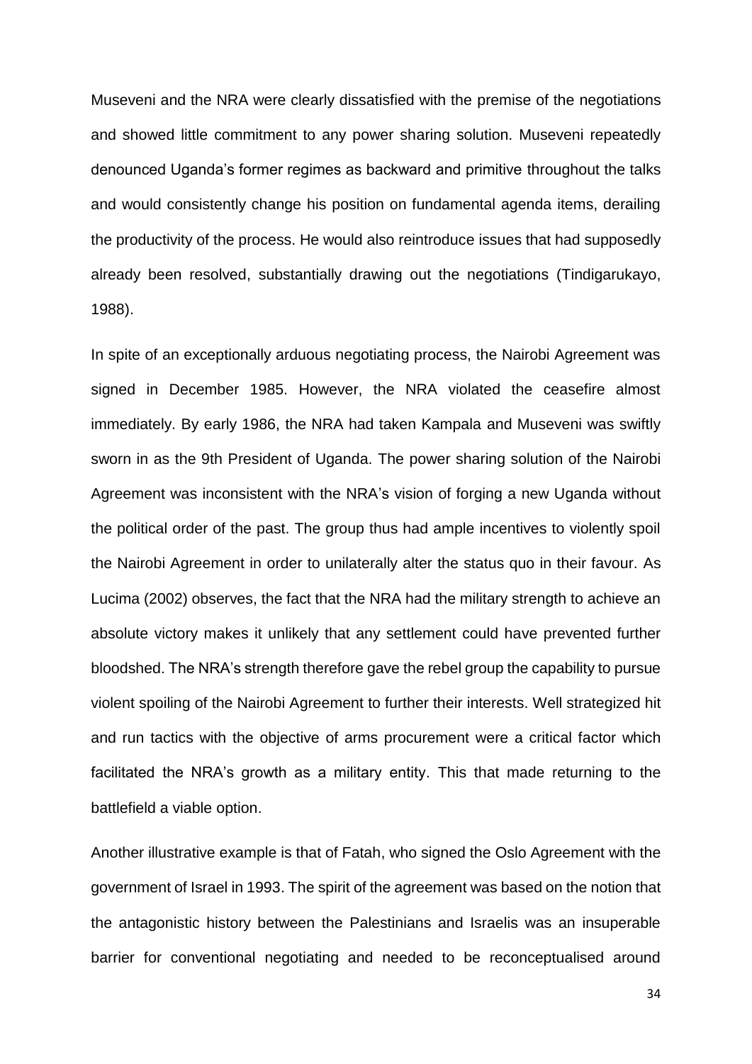Museveni and the NRA were clearly dissatisfied with the premise of the negotiations and showed little commitment to any power sharing solution. Museveni repeatedly denounced Uganda's former regimes as backward and primitive throughout the talks and would consistently change his position on fundamental agenda items, derailing the productivity of the process. He would also reintroduce issues that had supposedly already been resolved, substantially drawing out the negotiations (Tindigarukayo, 1988).

In spite of an exceptionally arduous negotiating process, the Nairobi Agreement was signed in December 1985. However, the NRA violated the ceasefire almost immediately. By early 1986, the NRA had taken Kampala and Museveni was swiftly sworn in as the 9th President of Uganda. The power sharing solution of the Nairobi Agreement was inconsistent with the NRA's vision of forging a new Uganda without the political order of the past. The group thus had ample incentives to violently spoil the Nairobi Agreement in order to unilaterally alter the status quo in their favour. As Lucima (2002) observes, the fact that the NRA had the military strength to achieve an absolute victory makes it unlikely that any settlement could have prevented further bloodshed. The NRA's strength therefore gave the rebel group the capability to pursue violent spoiling of the Nairobi Agreement to further their interests. Well strategized hit and run tactics with the objective of arms procurement were a critical factor which facilitated the NRA's growth as a military entity. This that made returning to the battlefield a viable option.

Another illustrative example is that of Fatah, who signed the Oslo Agreement with the government of Israel in 1993. The spirit of the agreement was based on the notion that the antagonistic history between the Palestinians and Israelis was an insuperable barrier for conventional negotiating and needed to be reconceptualised around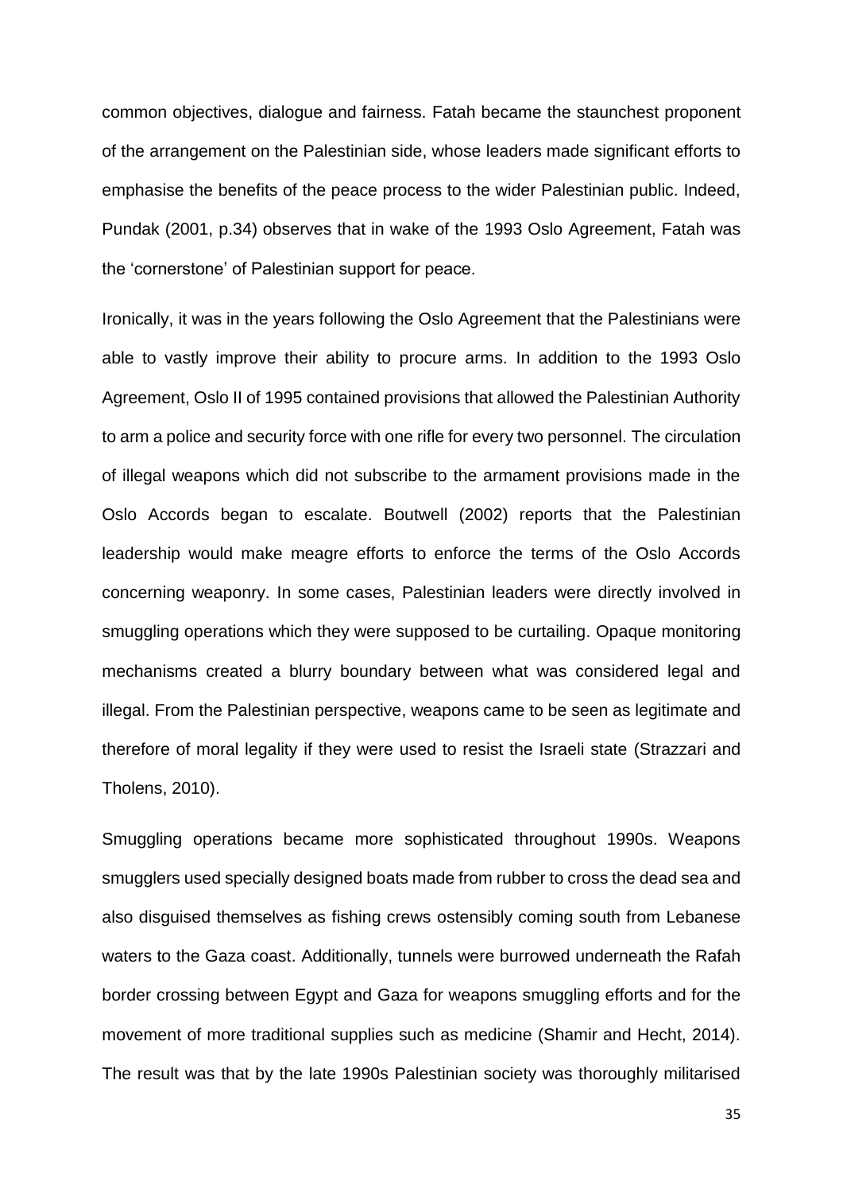common objectives, dialogue and fairness. Fatah became the staunchest proponent of the arrangement on the Palestinian side, whose leaders made significant efforts to emphasise the benefits of the peace process to the wider Palestinian public. Indeed, Pundak (2001, p.34) observes that in wake of the 1993 Oslo Agreement, Fatah was the 'cornerstone' of Palestinian support for peace.

Ironically, it was in the years following the Oslo Agreement that the Palestinians were able to vastly improve their ability to procure arms. In addition to the 1993 Oslo Agreement, Oslo II of 1995 contained provisions that allowed the Palestinian Authority to arm a police and security force with one rifle for every two personnel. The circulation of illegal weapons which did not subscribe to the armament provisions made in the Oslo Accords began to escalate. Boutwell (2002) reports that the Palestinian leadership would make meagre efforts to enforce the terms of the Oslo Accords concerning weaponry. In some cases, Palestinian leaders were directly involved in smuggling operations which they were supposed to be curtailing. Opaque monitoring mechanisms created a blurry boundary between what was considered legal and illegal. From the Palestinian perspective, weapons came to be seen as legitimate and therefore of moral legality if they were used to resist the Israeli state (Strazzari and Tholens, 2010).

Smuggling operations became more sophisticated throughout 1990s. Weapons smugglers used specially designed boats made from rubber to cross the dead sea and also disguised themselves as fishing crews ostensibly coming south from Lebanese waters to the Gaza coast. Additionally, tunnels were burrowed underneath the Rafah border crossing between Egypt and Gaza for weapons smuggling efforts and for the movement of more traditional supplies such as medicine (Shamir and Hecht, 2014). The result was that by the late 1990s Palestinian society was thoroughly militarised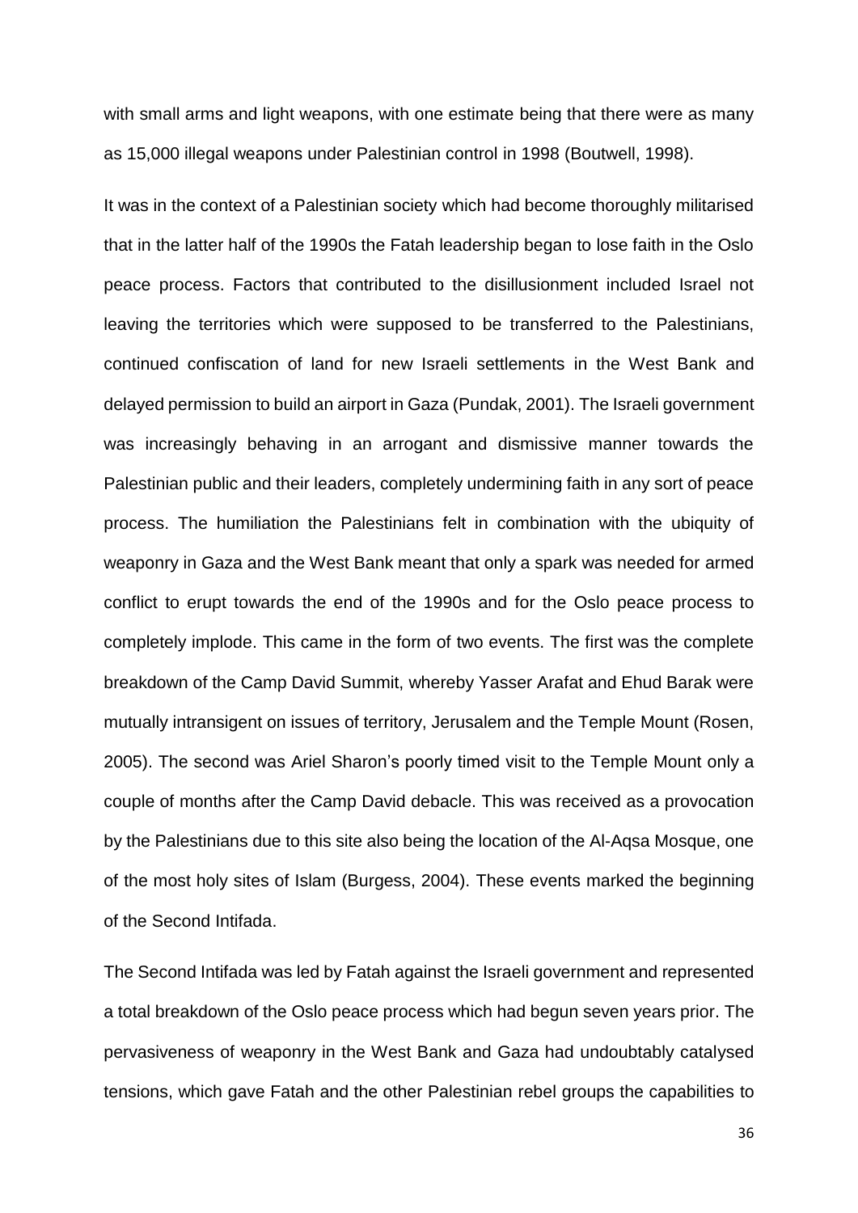with small arms and light weapons, with one estimate being that there were as many as 15,000 illegal weapons under Palestinian control in 1998 (Boutwell, 1998).

It was in the context of a Palestinian society which had become thoroughly militarised that in the latter half of the 1990s the Fatah leadership began to lose faith in the Oslo peace process. Factors that contributed to the disillusionment included Israel not leaving the territories which were supposed to be transferred to the Palestinians, continued confiscation of land for new Israeli settlements in the West Bank and delayed permission to build an airport in Gaza (Pundak, 2001). The Israeli government was increasingly behaving in an arrogant and dismissive manner towards the Palestinian public and their leaders, completely undermining faith in any sort of peace process. The humiliation the Palestinians felt in combination with the ubiquity of weaponry in Gaza and the West Bank meant that only a spark was needed for armed conflict to erupt towards the end of the 1990s and for the Oslo peace process to completely implode. This came in the form of two events. The first was the complete breakdown of the Camp David Summit, whereby Yasser Arafat and Ehud Barak were mutually intransigent on issues of territory, Jerusalem and the Temple Mount (Rosen, 2005). The second was Ariel Sharon's poorly timed visit to the Temple Mount only a couple of months after the Camp David debacle. This was received as a provocation by the Palestinians due to this site also being the location of the Al-Aqsa Mosque, one of the most holy sites of Islam (Burgess, 2004). These events marked the beginning of the Second Intifada.

The Second Intifada was led by Fatah against the Israeli government and represented a total breakdown of the Oslo peace process which had begun seven years prior. The pervasiveness of weaponry in the West Bank and Gaza had undoubtably catalysed tensions, which gave Fatah and the other Palestinian rebel groups the capabilities to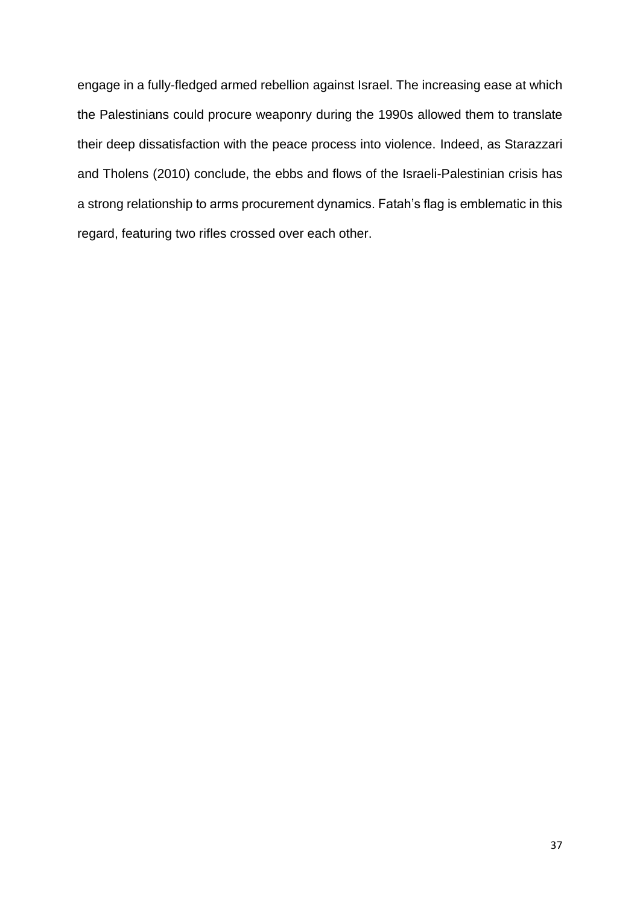engage in a fully-fledged armed rebellion against Israel. The increasing ease at which the Palestinians could procure weaponry during the 1990s allowed them to translate their deep dissatisfaction with the peace process into violence. Indeed, as Starazzari and Tholens (2010) conclude, the ebbs and flows of the Israeli-Palestinian crisis has a strong relationship to arms procurement dynamics. Fatah's flag is emblematic in this regard, featuring two rifles crossed over each other.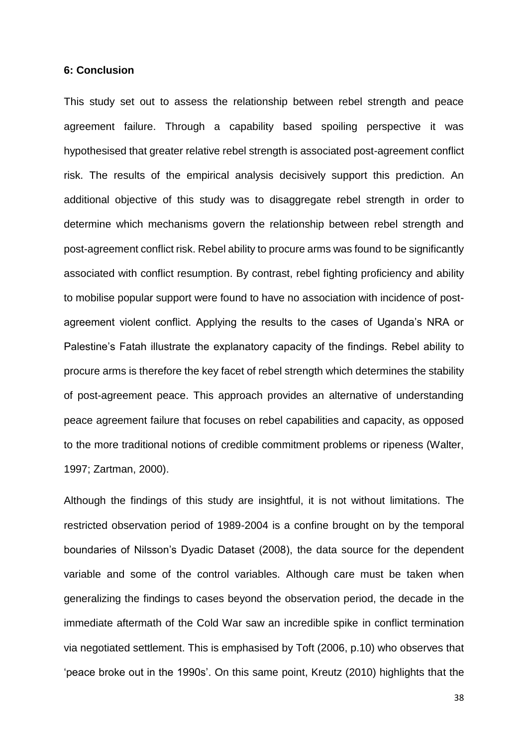**6: Conclusion**

This study set out to assess the relationship between rebel strength and peace agreement failure. Through a capability based spoiling perspective it was hypothesised that greater relative rebel strength is associated post-agreement conflict risk. The results of the empirical analysis decisively support this prediction. An additional objective of this study was to disaggregate rebel strength in order to determine which mechanisms govern the relationship between rebel strength and post-agreement conflict risk. Rebel ability to procure arms was found to be significantly associated with conflict resumption. By contrast, rebel fighting proficiency and ability to mobilise popular support were found to have no association with incidence of post-agreement violent conflict. Applying the results to the cases of Uganda's NRA or Palestine's Fatah illustrate the explanatory capacity of the findings. Rebel ability to procure arms is therefore the key facet of rebel strength which determines the stability of post-agreement peace. This approach provides an alternative of understanding peace agreement failure that focuses on rebel capabilities and capacity, as opposed to the more traditional notions of credible commitment problems or ripeness (Walter, 1997; Zartman, 2000).

Although the findings of this study are insightful, it is not without limitations. The restricted observation period of 1989-2004 is a confine brought on by the temporal boundaries of Nilsson's Dyadic Dataset (2008), the data source for the dependent variable and some of the control variables. Although care must be taken when generalizing the findings to cases beyond the observation period, the decade in the immediate aftermath of the Cold War saw an incredible spike in conflict termination via negotiated settlement. This is emphasised by Toft (2006, p.10) who observes that 'peace broke out in the 1990s'. On this same point, Kreutz (2010) highlights that the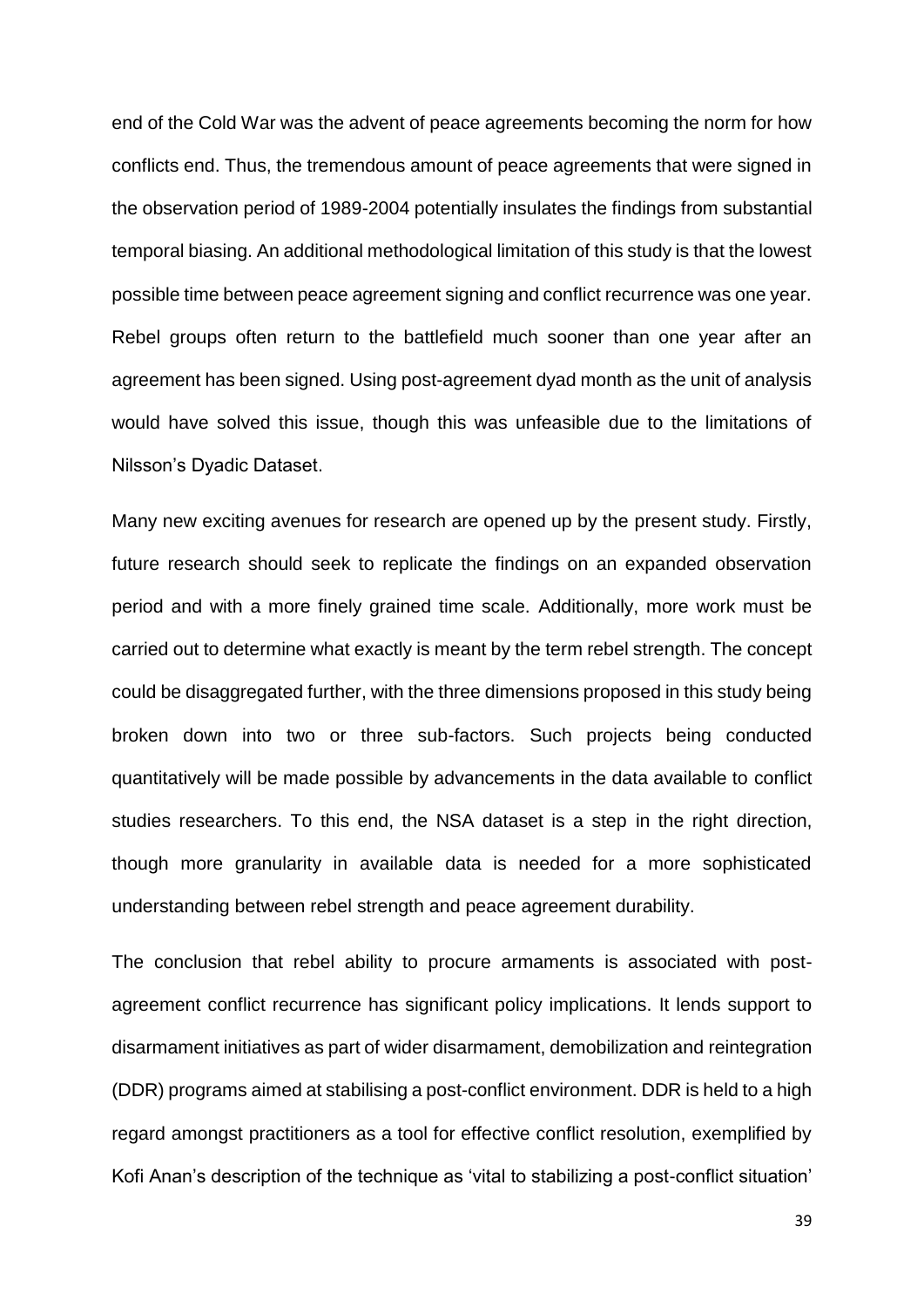end of the Cold War was the advent of peace agreements becoming the norm for how conflicts end. Thus, the tremendous amount of peace agreements that were signed in the observation period of 1989-2004 potentially insulates the findings from substantial temporal biasing. An additional methodological limitation of this study is that the lowest possible time between peace agreement signing and conflict recurrence was one year. Rebel groups often return to the battlefield much sooner than one year after an agreement has been signed. Using post-agreement dyad month as the unit of analysis would have solved this issue, though this was unfeasible due to the limitations of Nilsson's Dyadic Dataset.

Many new exciting avenues for research are opened up by the present study. Firstly, future research should seek to replicate the findings on an expanded observation period and with a more finely grained time scale. Additionally, more work must be carried out to determine what exactly is meant by the term rebel strength. The concept could be disaggregated further, with the three dimensions proposed in this study being broken down into two or three sub-factors. Such projects being conducted quantitatively will be made possible by advancements in the data available to conflict studies researchers. To this end, the NSA dataset is a step in the right direction, though more granularity in available data is needed for a more sophisticated understanding between rebel strength and peace agreement durability.

The conclusion that rebel ability to procure armaments is associated with post-agreement conflict recurrence has significant policy implications. It lends support to disarmament initiatives as part of wider disarmament, demobilization and reintegration (DDR) programs aimed at stabilising a post-conflict environment. DDR is held to a high regard amongst practitioners as a tool for effective conflict resolution, exemplified by Kofi Anan's description of the technique as 'vital to stabilizing a post-conflict situation'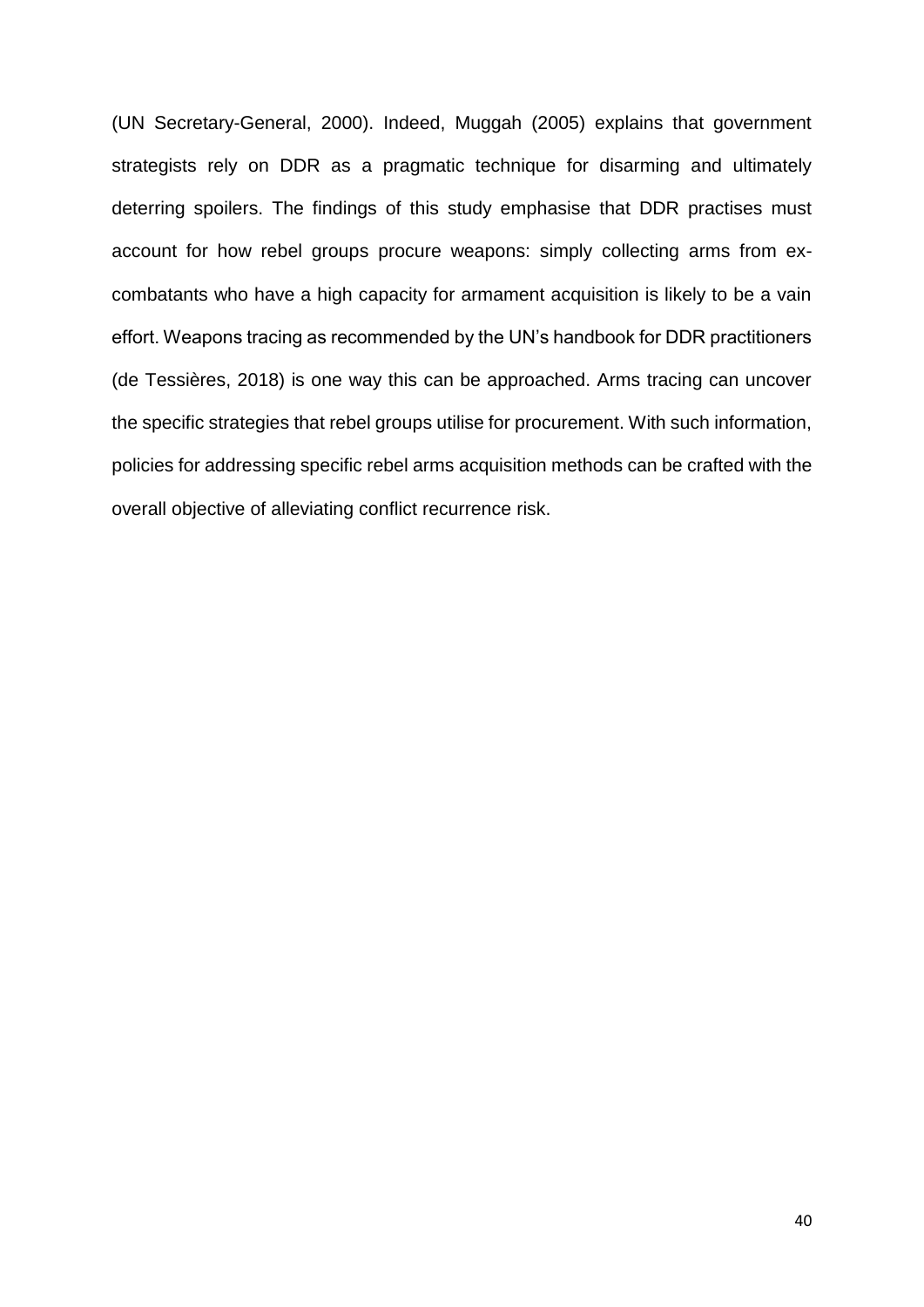(UN Secretary-General, 2000). Indeed, Muggah (2005) explains that government strategists rely on DDR as a pragmatic technique for disarming and ultimately deterring spoilers. The findings of this study emphasise that DDR practises must account for how rebel groups procure weapons: simply collecting arms from ex-combatants who have a high capacity for armament acquisition is likely to be a vain effort. Weapons tracing as recommended by the UN's handbook for DDR practitioners (de Tessières, 2018) is one way this can be approached. Arms tracing can uncover the specific strategies that rebel groups utilise for procurement. With such information, policies for addressing specific rebel arms acquisition methods can be crafted with the overall objective of alleviating conflict recurrence risk.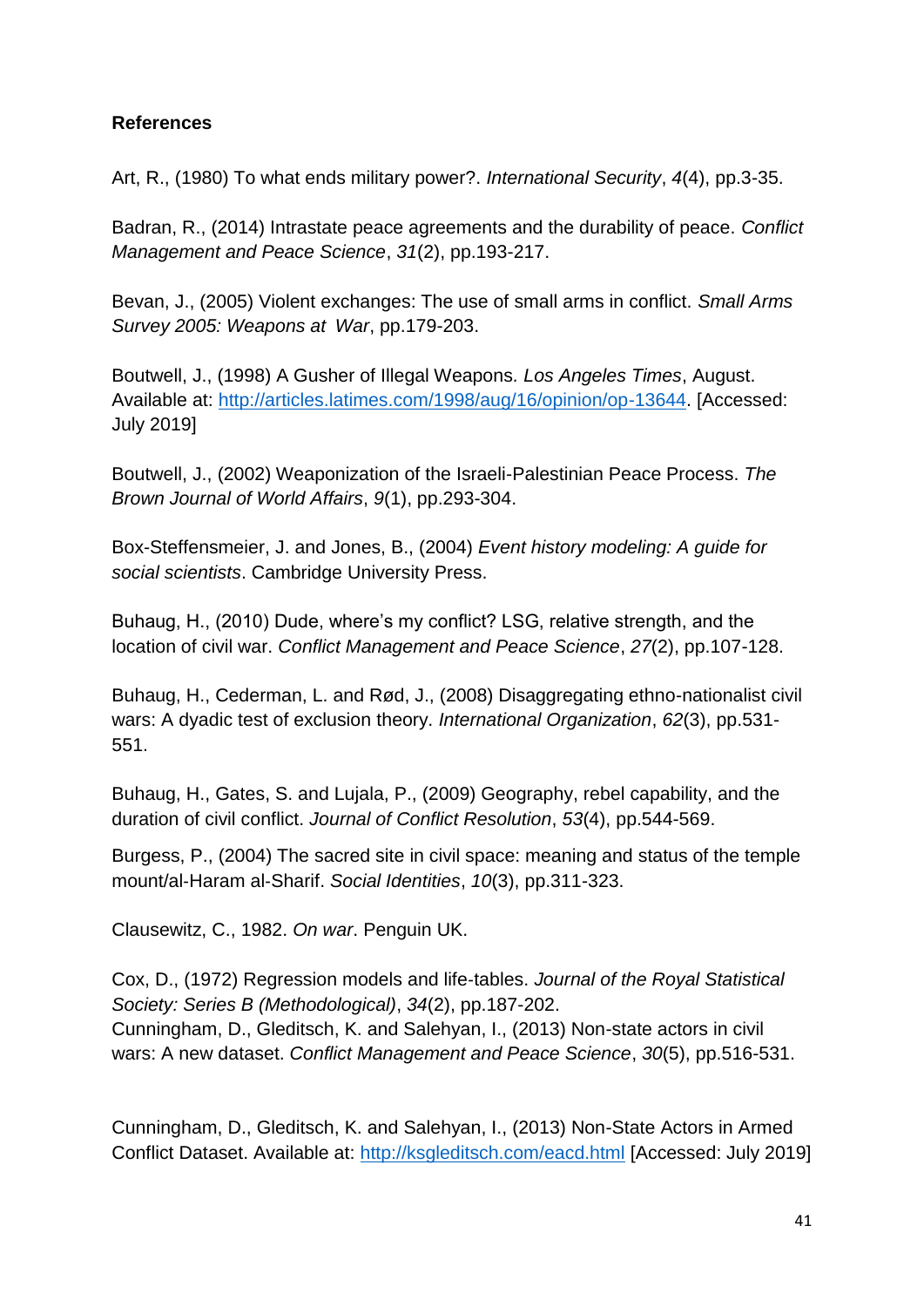**References**

Art, R., (1980) To what ends military power?. *International Security*, *4*(4), pp.3-35.

Badran, R., (2014) Intrastate peace agreements and the durability of peace. *Conflict Management and Peace Science*, *31*(2), pp.193-217.

Bevan, J., (2005) Violent exchanges: The use of small arms in conflict. *Small Arms Survey 2005: Weapons at War*, pp.179-203.

Boutwell, J., (1998) A Gusher of Illegal Weapons. *Los Angeles Times*, August. Available at: http://articles.latimes.com/1998/aug/16/opinion/op-13644. [Accessed: July 2019]

Boutwell, J., (2002) Weaponization of the Israeli-Palestinian Peace Process. *The Brown Journal of World Affairs*, *9*(1), pp.293-304.

Box-Steffensmeier, J. and Jones, B., (2004) *Event history modeling: A guide for social scientists*. Cambridge University Press.

Buhaug, H., (2010) Dude, where's my conflict? LSG, relative strength, and the location of civil war. *Conflict Management and Peace Science*, *27*(2), pp.107-128.

Buhaug, H., Cederman, L. and Rød, J., (2008) Disaggregating ethno-nationalist civil wars: A dyadic test of exclusion theory. *International Organization*, *62*(3), pp.531-551.

Buhaug, H., Gates, S. and Lujala, P., (2009) Geography, rebel capability, and the duration of civil conflict. *Journal of Conflict Resolution*, *53*(4), pp.544-569.

Burgess, P., (2004) The sacred site in civil space: meaning and status of the temple mount/al-Haram al-Sharif. *Social Identities*, *10*(3), pp.311-323.

Clausewitz, C., 1982. *On war*. Penguin UK.

Cox, D., (1972) Regression models and life-tables. *Journal of the Royal Statistical Society: Series B (Methodological)*, *34*(2), pp.187-202.

Cunningham, D., Gleditsch, K. and Salehyan, I., (2013) Non-state actors in civil wars: A new dataset. *Conflict Management and Peace Science*, *30*(5), pp.516-531.

Cunningham, D., Gleditsch, K. and Salehyan, I., (2013) Non-State Actors in Armed Conflict Dataset. Available at: http://ksgleditsch.com/eacd.html [Accessed: July 2019]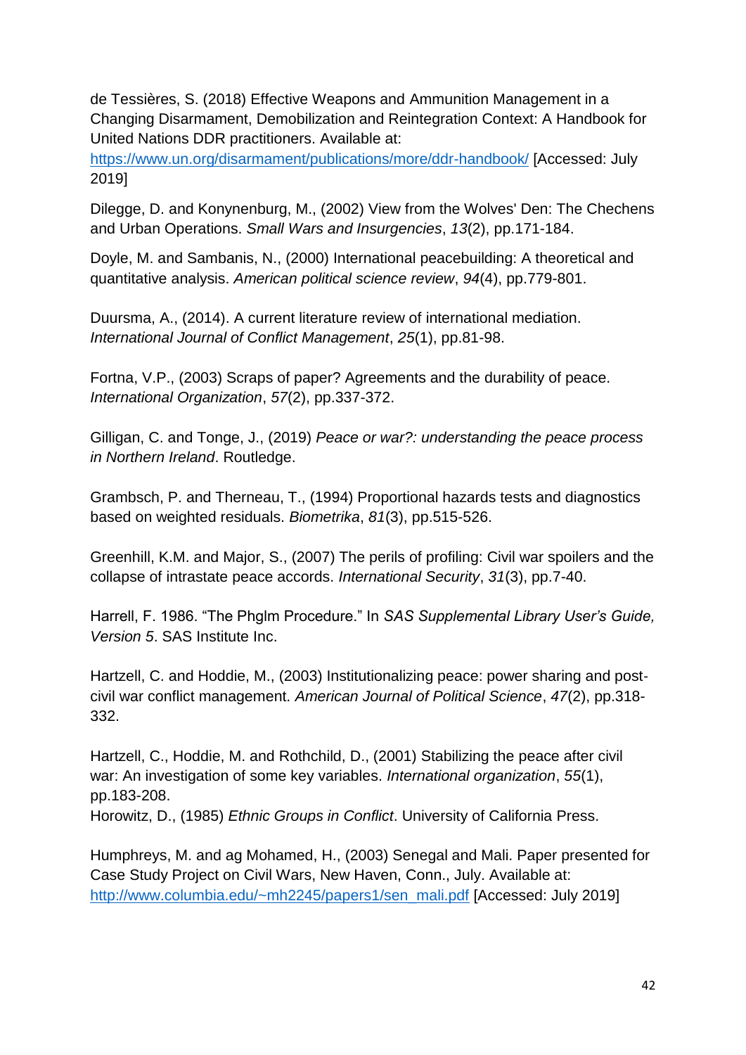de Tessières, S. (2018) Effective Weapons and Ammunition Management in a Changing Disarmament, Demobilization and Reintegration Context: A Handbook for United Nations DDR practitioners. Available at: [https://www.un.org/disarmament/publications/more/ddr-handbook/](https://www.un.org/disarmament/publications/more/ddr-handbook/) [Accessed: July 2019]

Dilegge, D. and Konynenburg, M., (2002) View from the Wolves' Den: The Chechens and Urban Operations. *Small Wars and Insurgencies*, *13*(2), pp.171-184.

Doyle, M. and Sambanis, N., (2000) International peacebuilding: A theoretical and quantitative analysis. *American political science review*, *94*(4), pp.779-801.

Duursma, A., (2014). A current literature review of international mediation. *International Journal of Conflict Management*, *25*(1), pp.81-98.

Fortna, V.P., (2003) Scraps of paper? Agreements and the durability of peace. *International Organization*, *57*(2), pp.337-372.

Gilligan, C. and Tonge, J., (2019) *Peace or war?: understanding the peace process in Northern Ireland*. Routledge.

Grambsch, P. and Therneau, T., (1994) Proportional hazards tests and diagnostics based on weighted residuals. *Biometrika*, *81*(3), pp.515-526.

Greenhill, K.M. and Major, S., (2007) The perils of profiling: Civil war spoilers and the collapse of intrastate peace accords. *International Security*, *31*(3), pp.7-40.

Harrell, F. 1986. "The Phglm Procedure." In *SAS Supplemental Library User's Guide, Version 5*. SAS Institute Inc.

Hartzell, C. and Hoddie, M., (2003) Institutionalizing peace: power sharing and post-civil war conflict management. *American Journal of Political Science*, *47*(2), pp.318-332.

Hartzell, C., Hoddie, M. and Rothchild, D., (2001) Stabilizing the peace after civil war: An investigation of some key variables. *International organization*, *55*(1), pp.183-208.

Horowitz, D., (1985) *Ethnic Groups in Conflict*. University of California Press.

Humphreys, M. and ag Mohamed, H., (2003) Senegal and Mali. Paper presented for Case Study Project on Civil Wars, New Haven, Conn., July. Available at: [http://www.columbia.edu/~mh2245/papers1/sen_mali.pdf](http://www.columbia.edu/~mh2245/papers1/sen_mali.pdf) [Accessed: July 2019]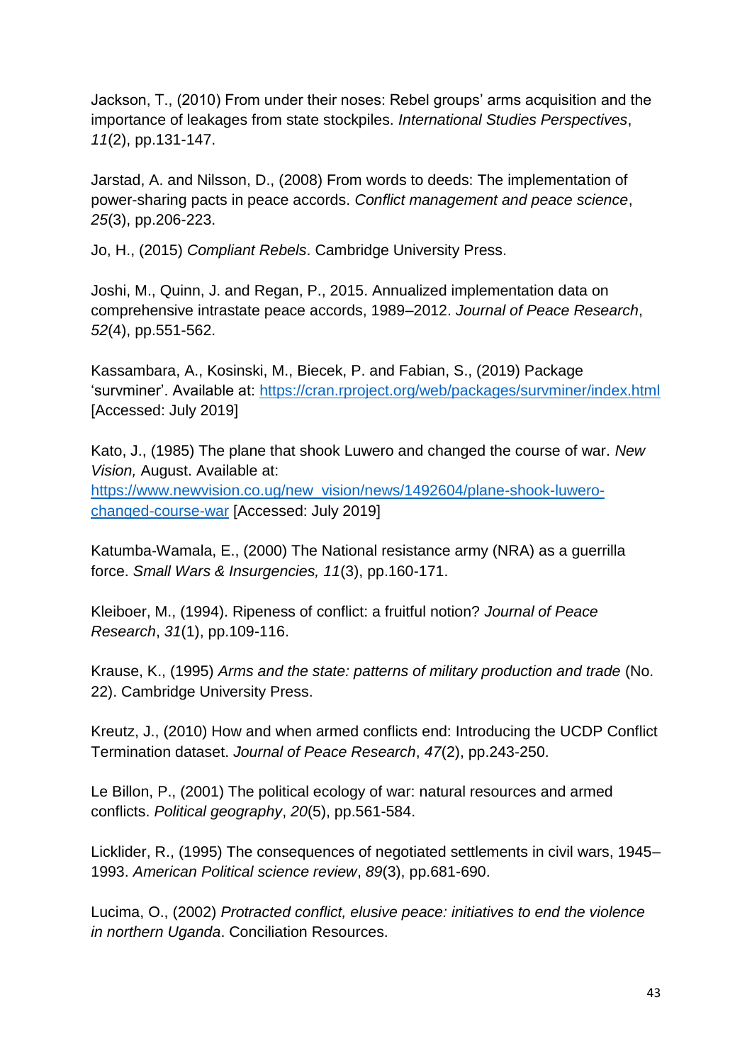Jackson, T., (2010) From under their noses: Rebel groups' arms acquisition and the importance of leakages from state stockpiles. *International Studies Perspectives*, *11*(2), pp.131-147.

Jarstad, A. and Nilsson, D., (2008) From words to deeds: The implementation of power-sharing pacts in peace accords. *Conflict management and peace science*, *25*(3), pp.206-223.

Jo, H., (2015) *Compliant Rebels*. Cambridge University Press.

Joshi, M., Quinn, J. and Regan, P., 2015. Annualized implementation data on comprehensive intrastate peace accords, 1989–2012. *Journal of Peace Research*, *52*(4), pp.551-562.

Kassambara, A., Kosinski, M., Biecek, P. and Fabian, S., (2019) Package 'survminer'. Available at: [https://cran.rproject.org/web/packages/survminer/index.html](https://cran.rproject.org/web/packages/survminer/index.html) [Accessed: July 2019]

Kato, J., (1985) The plane that shook Luwero and changed the course of war. *New Vision,* August. Available at: [https://www.newvision.co.ug/new_vision/news/1492604/plane-shook-luwero-changed-course-war](https://www.newvision.co.ug/new_vision/news/1492604/plane-shook-luwero-changed-course-war) [Accessed: July 2019]

Katumba-Wamala, E., (2000) The National resistance army (NRA) as a guerrilla force. *Small Wars & Insurgencies, 11*(3), pp.160-171.

Kleiboer, M., (1994). Ripeness of conflict: a fruitful notion? *Journal of Peace Research*, *31*(1), pp.109-116.

Krause, K., (1995) *Arms and the state: patterns of military production and trade* (No. 22). Cambridge University Press.

Kreutz, J., (2010) How and when armed conflicts end: Introducing the UCDP Conflict Termination dataset. *Journal of Peace Research*, *47*(2), pp.243-250.

Le Billon, P., (2001) The political ecology of war: natural resources and armed conflicts. *Political geography*, *20*(5), pp.561-584.

Licklider, R., (1995) The consequences of negotiated settlements in civil wars, 1945–1993. *American Political science review*, *89*(3), pp.681-690.

Lucima, O., (2002) *Protracted conflict, elusive peace: initiatives to end the violence in northern Uganda*. Conciliation Resources.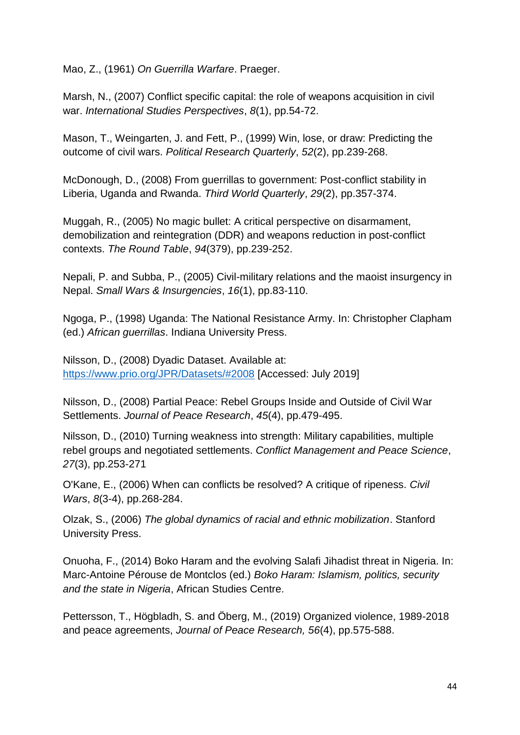Mao, Z., (1961) *On Guerrilla Warfare*. Praeger.

Marsh, N., (2007) Conflict specific capital: the role of weapons acquisition in civil war. *International Studies Perspectives*, *8*(1), pp.54-72.

Mason, T., Weingarten, J. and Fett, P., (1999) Win, lose, or draw: Predicting the outcome of civil wars. *Political Research Quarterly*, *52*(2), pp.239-268.

McDonough, D., (2008) From guerrillas to government: Post-conflict stability in Liberia, Uganda and Rwanda. *Third World Quarterly*, *29*(2), pp.357-374.

Muggah, R., (2005) No magic bullet: A critical perspective on disarmament, demobilization and reintegration (DDR) and weapons reduction in post-conflict contexts. *The Round Table*, *94*(379), pp.239-252.

Nepali, P. and Subba, P., (2005) Civil-military relations and the maoist insurgency in Nepal. *Small Wars & Insurgencies*, *16*(1), pp.83-110.

Ngoga, P., (1998) Uganda: The National Resistance Army. In: Christopher Clapham (ed.) *African guerrillas*. Indiana University Press.

Nilsson, D., (2008) Dyadic Dataset. Available at: [https://www.prio.org/JPR/Datasets/#2008](https://www.prio.org/JPR/Datasets/#2008) [Accessed: July 2019]

Nilsson, D., (2008) Partial Peace: Rebel Groups Inside and Outside of Civil War Settlements. *Journal of Peace Research*, *45*(4), pp.479-495.

Nilsson, D., (2010) Turning weakness into strength: Military capabilities, multiple rebel groups and negotiated settlements. *Conflict Management and Peace Science*, *27*(3), pp.253-271

O'Kane, E., (2006) When can conflicts be resolved? A critique of ripeness. *Civil Wars*, *8*(3-4), pp.268-284.

Olzak, S., (2006) *The global dynamics of racial and ethnic mobilization*. Stanford University Press.

Onuoha, F., (2014) Boko Haram and the evolving Salafi Jihadist threat in Nigeria. In: Marc-Antoine Pérouse de Montclos (ed.) *Boko Haram: Islamism, politics, security and the state in Nigeria*, African Studies Centre.

Pettersson, T., Högbladh, S. and Öberg, M., (2019) Organized violence, 1989-2018 and peace agreements, *Journal of Peace Research, 56*(4), pp.575-588.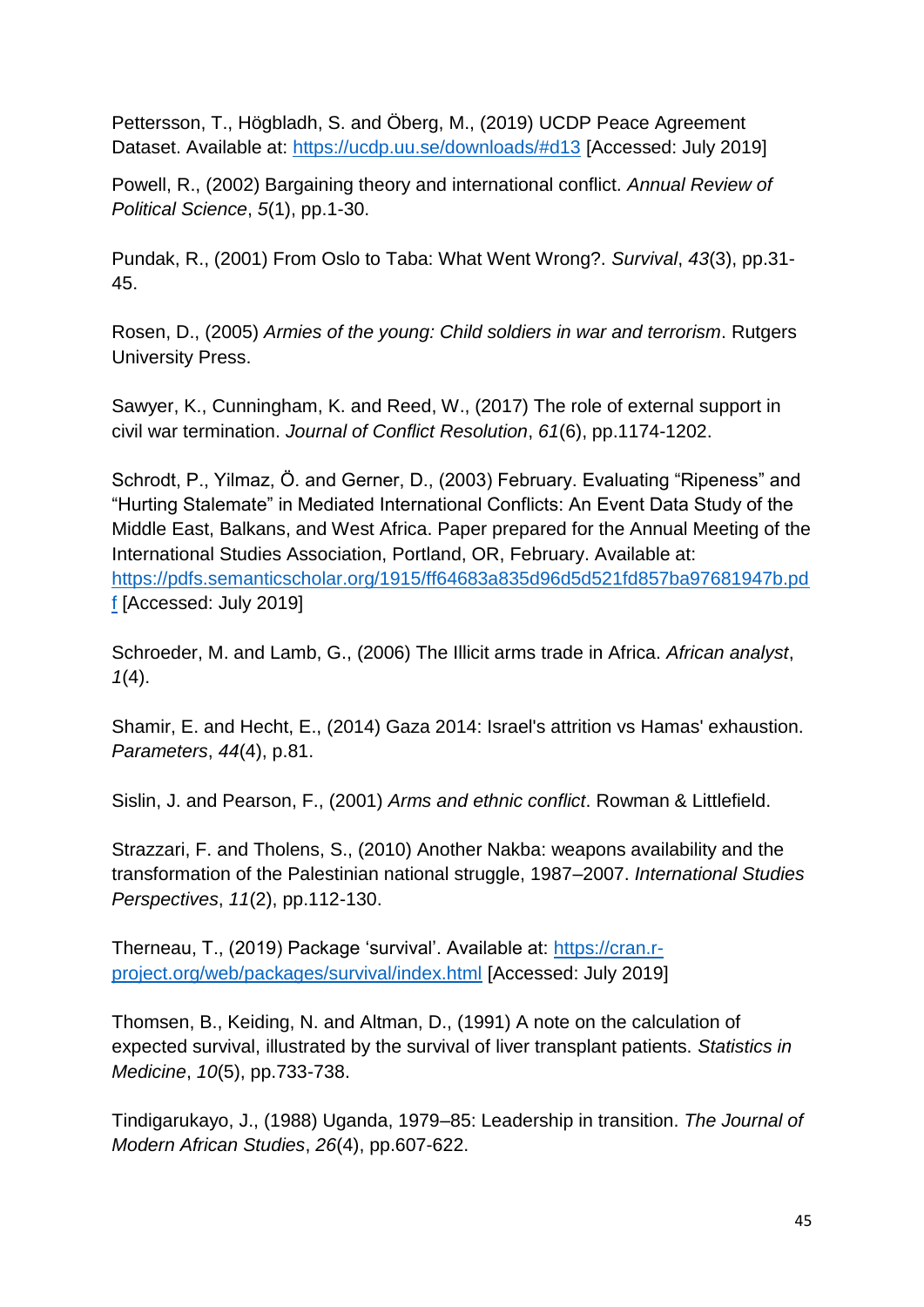Pettersson, T., Högbladh, S. and Öberg, M., (2019) UCDP Peace Agreement Dataset. Available at: https://ucdp.uu.se/downloads/#d13 [Accessed: July 2019]

Powell, R., (2002) Bargaining theory and international conflict. *Annual Review of Political Science*, *5*(1), pp.1-30.

Pundak, R., (2001) From Oslo to Taba: What Went Wrong?. *Survival*, *43*(3), pp.31-45.

Rosen, D., (2005) *Armies of the young: Child soldiers in war and terrorism*. Rutgers University Press.

Sawyer, K., Cunningham, K. and Reed, W., (2017) The role of external support in civil war termination. *Journal of Conflict Resolution*, *61*(6), pp.1174-1202.

Schrodt, P., Yilmaz, Ö. and Gerner, D., (2003) February. Evaluating "Ripeness" and "Hurting Stalemate" in Mediated International Conflicts: An Event Data Study of the Middle East, Balkans, and West Africa. Paper prepared for the Annual Meeting of the International Studies Association, Portland, OR, February. Available at: https://pdfs.semanticscholar.org/1915/ff64683a835d96d5d521fd857ba97681947b.pdf [Accessed: July 2019]

Schroeder, M. and Lamb, G., (2006) The Illicit arms trade in Africa. *African analyst*, *1*(4).

Shamir, E. and Hecht, E., (2014) Gaza 2014: Israel's attrition vs Hamas' exhaustion. *Parameters*, *44*(4), p.81.

Sislin, J. and Pearson, F., (2001) *Arms and ethnic conflict*. Rowman & Littlefield.

Strazzari, F. and Tholens, S., (2010) Another Nakba: weapons availability and the transformation of the Palestinian national struggle, 1987–2007. *International Studies Perspectives*, *11*(2), pp.112-130.

Therneau, T., (2019) Package 'survival'. Available at: https://cran.r-project.org/web/packages/survival/index.html [Accessed: July 2019]

Thomsen, B., Keiding, N. and Altman, D., (1991) A note on the calculation of expected survival, illustrated by the survival of liver transplant patients. *Statistics in Medicine*, *10*(5), pp.733-738.

Tindigarukayo, J., (1988) Uganda, 1979–85: Leadership in transition. *The Journal of Modern African Studies*, *26*(4), pp.607-622.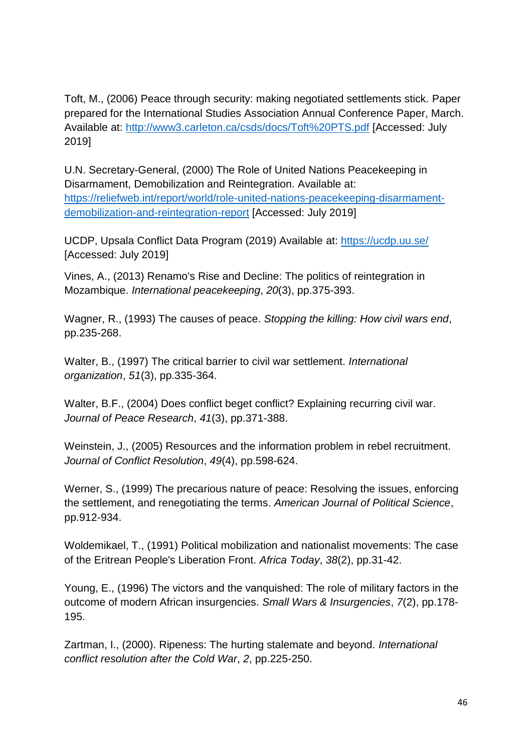Toft, M., (2006) Peace through security: making negotiated settlements stick. Paper prepared for the International Studies Association Annual Conference Paper, March. Available at: [http://www3.carleton.ca/csds/docs/Toft%20PTS.pdf](http://www3.carleton.ca/csds/docs/Toft%20PTS.pdf) [Accessed: July 2019]

U.N. Secretary-General, (2000) The Role of United Nations Peacekeeping in Disarmament, Demobilization and Reintegration. Available at: [https://reliefweb.int/report/world/role-united-nations-peacekeeping-disarmament-demobilization-and-reintegration-report](https://reliefweb.int/report/world/role-united-nations-peacekeeping-disarmament-demobilization-and-reintegration-report) [Accessed: July 2019]

UCDP, Upsala Conflict Data Program (2019) Available at: [https://ucdp.uu.se/](https://ucdp.uu.se/) [Accessed: July 2019]

Vines, A., (2013) Renamo's Rise and Decline: The politics of reintegration in Mozambique. *International peacekeeping*, *20*(3), pp.375-393.

Wagner, R., (1993) The causes of peace. *Stopping the killing: How civil wars end*, pp.235-268.

Walter, B., (1997) The critical barrier to civil war settlement. *International organization*, *51*(3), pp.335-364.

Walter, B.F., (2004) Does conflict beget conflict? Explaining recurring civil war. *Journal of Peace Research*, *41*(3), pp.371-388.

Weinstein, J., (2005) Resources and the information problem in rebel recruitment. *Journal of Conflict Resolution*, *49*(4), pp.598-624.

Werner, S., (1999) The precarious nature of peace: Resolving the issues, enforcing the settlement, and renegotiating the terms. *American Journal of Political Science*, pp.912-934.

Woldemikael, T., (1991) Political mobilization and nationalist movements: The case of the Eritrean People's Liberation Front. *Africa Today*, *38*(2), pp.31-42.

Young, E., (1996) The victors and the vanquished: The role of military factors in the outcome of modern African insurgencies. *Small Wars & Insurgencies*, *7*(2), pp.178-195.

Zartman, I., (2000). Ripeness: The hurting stalemate and beyond. *International conflict resolution after the Cold War*, *2*, pp.225-250.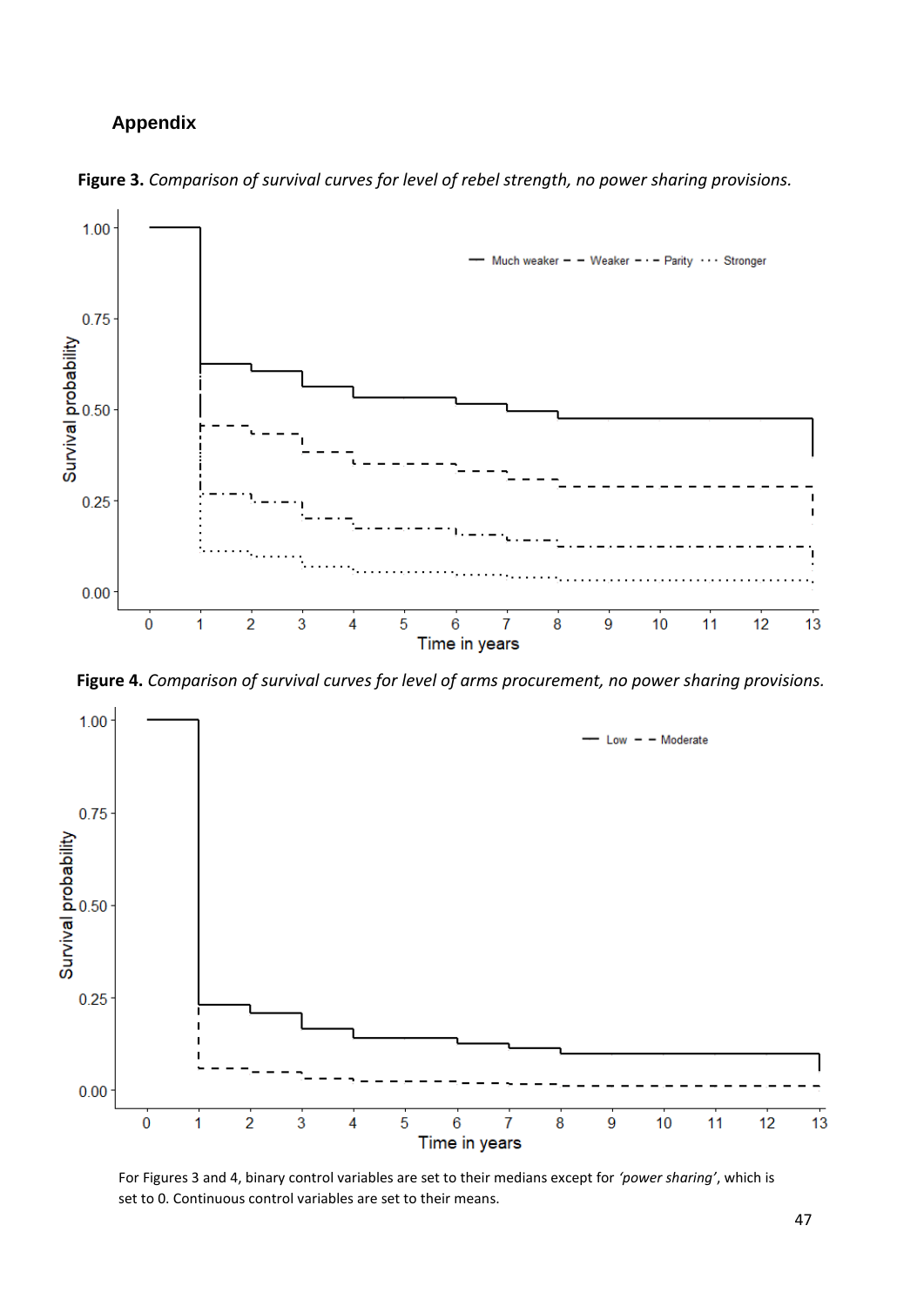## Appendix

**Figure 3.** *Comparison of survival curves for level of rebel strength, no power sharing provisions.*

**Figure 4.** *Comparison of survival curves for level of arms procurement, no power sharing provisions.*

For Figures 3 and 4, binary control variables are set to their medians except for *'power sharing'*, which is set to 0. Continuous control variables are set to their means.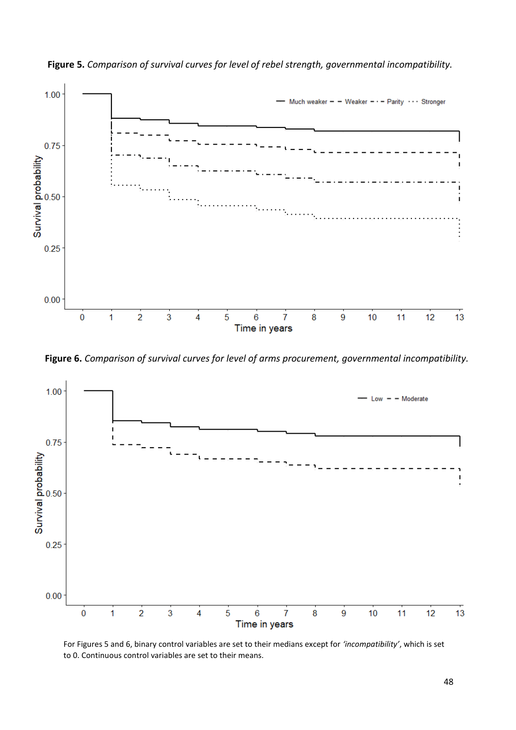**Figure 5.** *Comparison of survival curves for level of rebel strength, governmental incompatibility.*

**Figure 6.** *Comparison of survival curves for level of arms procurement, governmental incompatibility.*

For Figures 5 and 6, binary control variables are set to their medians except for *'incompatibility'*, which is set to 0. Continuous control variables are set to their means.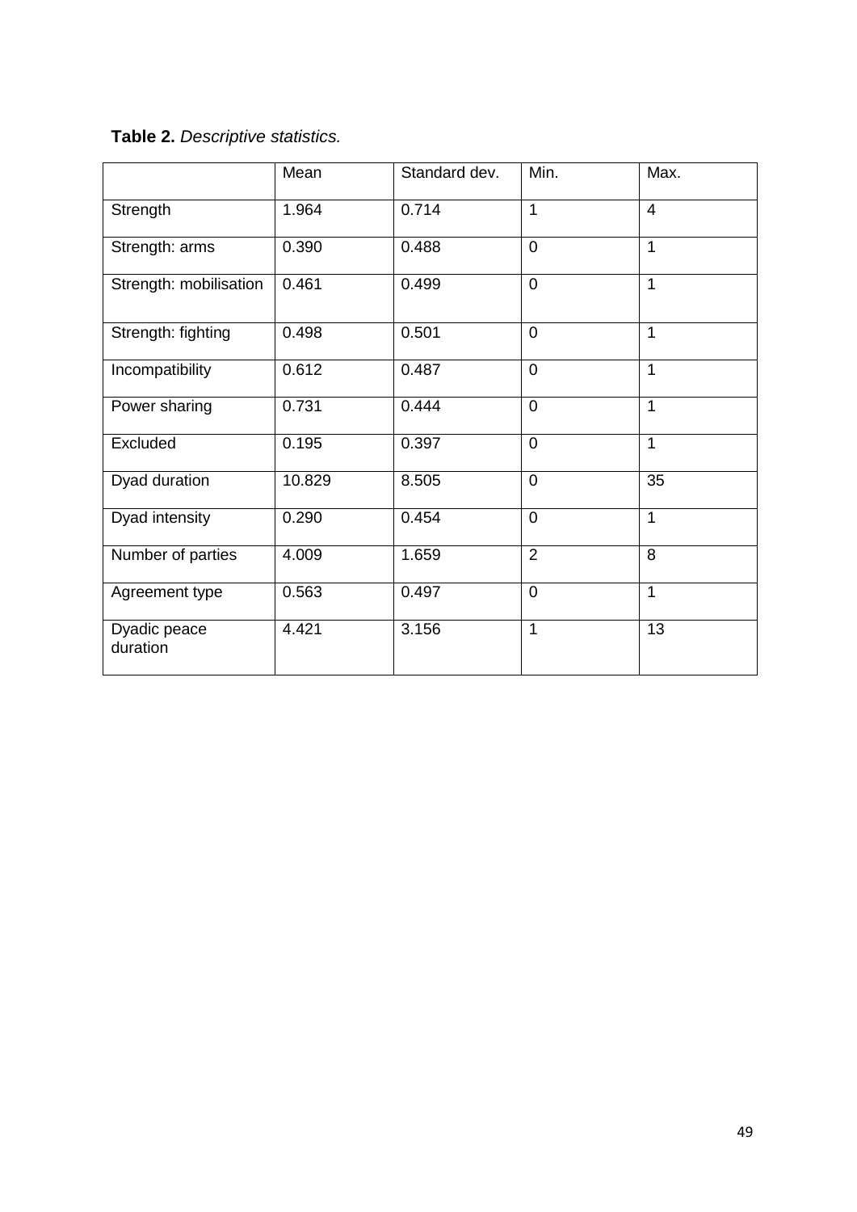**Table 2.** *Descriptive statistics.*

| | Mean | Standard dev. | Min. | Max. |
|---|---|---|---|---|
| Strength | 1.964 | 0.714 | 1 | 4 |
| Strength: arms | 0.390 | 0.488 | 0 | 1 |
| Strength: mobilisation | 0.461 | 0.499 | 0 | 1 |
| Strength: fighting | 0.498 | 0.501 | 0 | 1 |
| Incompatibility | 0.612 | 0.487 | 0 | 1 |
| Power sharing | 0.731 | 0.444 | 0 | 1 |
| Excluded | 0.195 | 0.397 | 0 | 1 |
| Dyad duration | 10.829 | 8.505 | 0 | 35 |
| Dyad intensity | 0.290 | 0.454 | 0 | 1 |
| Number of parties | 4.009 | 1.659 | 2 | 8 |
| Agreement type | 0.563 | 0.497 | 0 | 1 |
| Dyadic peace duration | 4.421 | 3.156 | 1 | 13 |